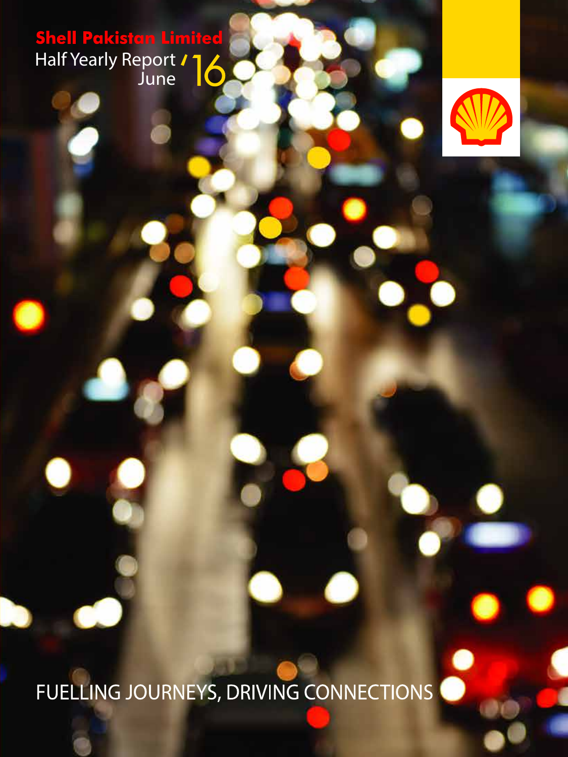# Shell Pakistan Limited

Half Yearly Report June '16

FUELLING JOURNEYS, DRIVING CONNECTIONS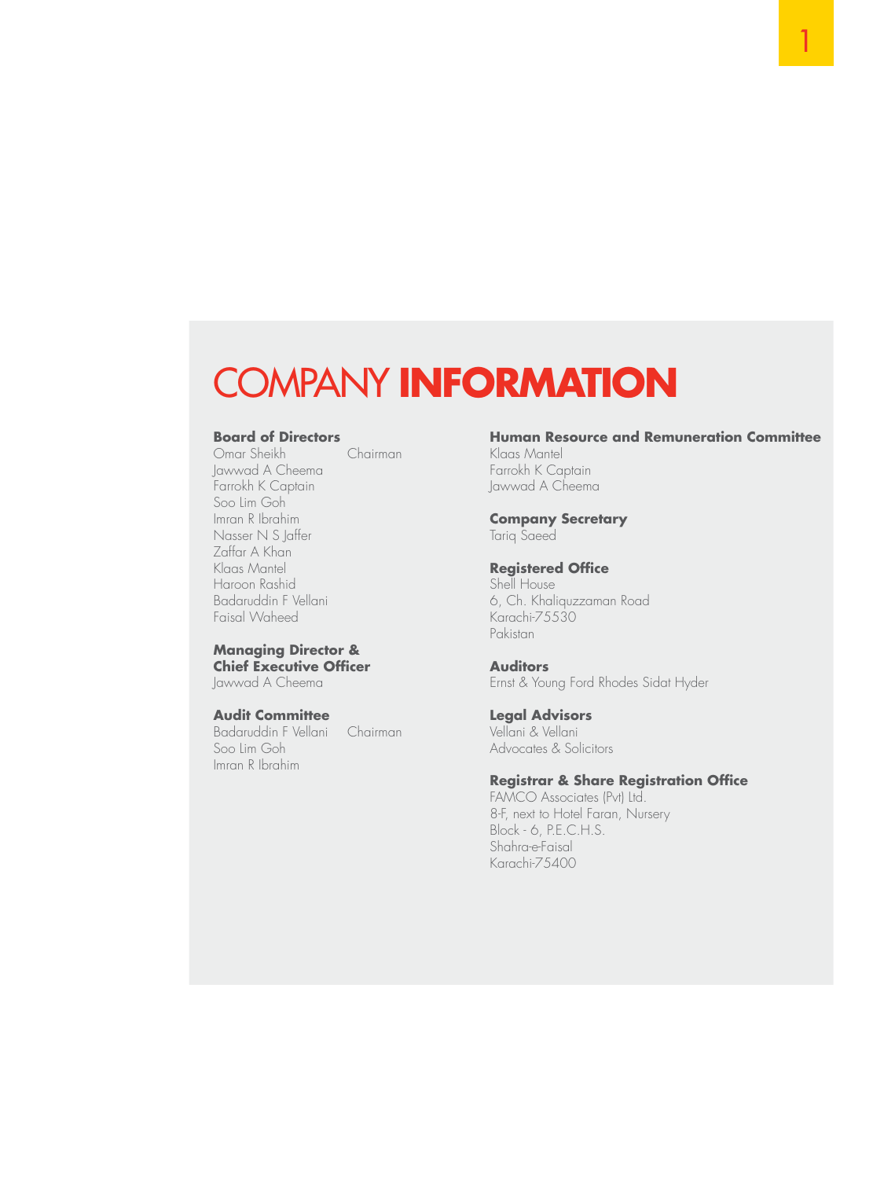# COMPANY INFORMATION

**Board of Directors**
Omar Sheikh — Chairman
Jawwad A Cheema
Farrokh K Captain
Soo Lim Goh
Imran R Ibrahim
Nasser N S Jaffer
Zaffar A Khan
Klaas Mantel
Haroon Rashid
Badaruddin F Vellani
Faisal Waheed

**Managing Director & Chief Executive Officer**
Jawwad A Cheema

**Audit Committee**
Badaruddin F Vellani — Chairman
Soo Lim Goh
Imran R Ibrahim

**Human Resource and Remuneration Committee**
Klaas Mantel
Farrokh K Captain
Jawwad A Cheema

**Company Secretary**
Tariq Saeed

**Registered Office**
Shell House
6, Ch. Khaliquzzaman Road
Karachi-75530
Pakistan

**Auditors**
Ernst & Young Ford Rhodes Sidat Hyder

**Legal Advisors**
Vellani & Vellani
Advocates & Solicitors

**Registrar & Share Registration Office**
FAMCO Associates (Pvt) Ltd.
8-F, next to Hotel Faran, Nursery
Block - 6, P.E.C.H.S.
Shahra-e-Faisal
Karachi-75400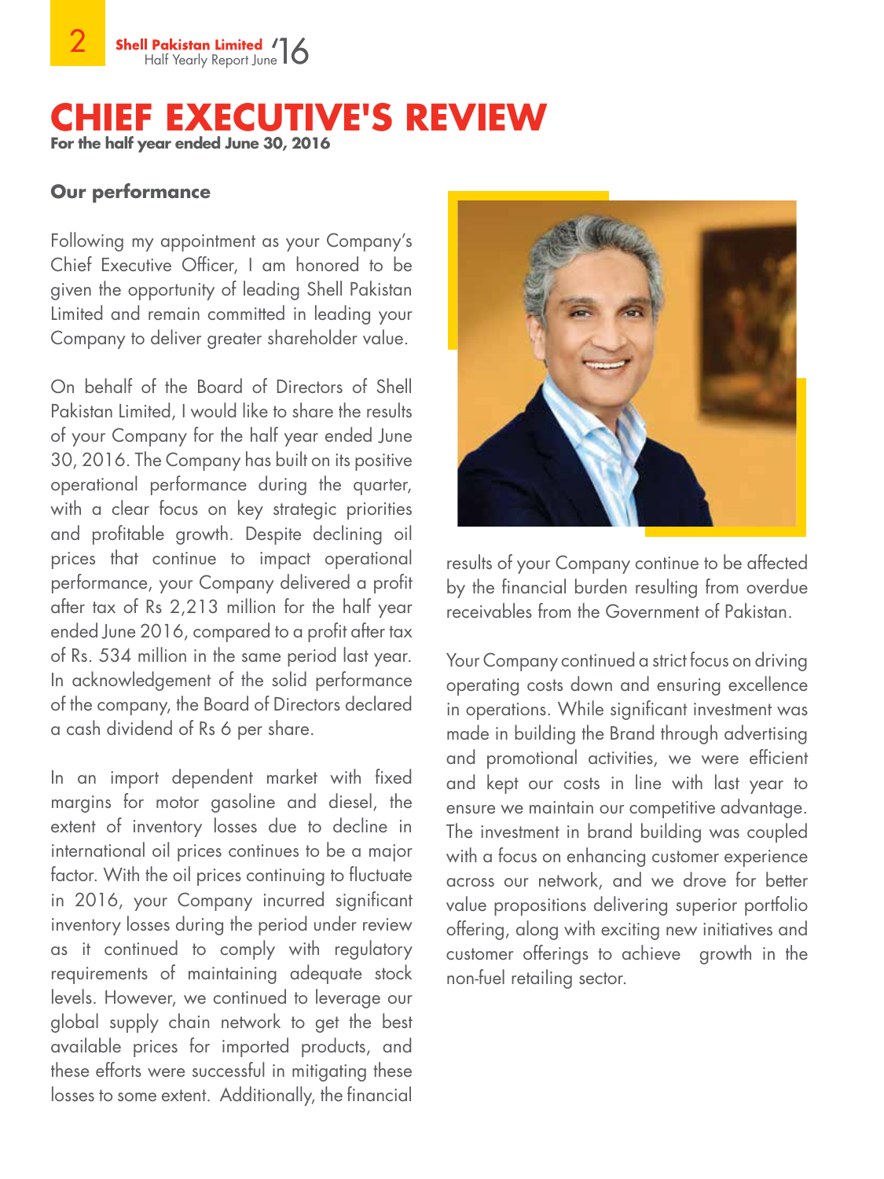# CHIEF EXECUTIVE'S REVIEW

**For the half year ended June 30, 2016**

## Our performance

Following my appointment as your Company's Chief Executive Officer, I am honored to be given the opportunity of leading Shell Pakistan Limited and remain committed in leading your Company to deliver greater shareholder value.

On behalf of the Board of Directors of Shell Pakistan Limited, I would like to share the results of your Company for the half year ended June 30, 2016. The Company has built on its positive operational performance during the quarter, with a clear focus on key strategic priorities and profitable growth. Despite declining oil prices that continue to impact operational performance, your Company delivered a profit after tax of Rs 2,213 million for the half year ended June 2016, compared to a profit after tax of Rs. 534 million in the same period last year. In acknowledgement of the solid performance of the company, the Board of Directors declared a cash dividend of Rs 6 per share.

In an import dependent market with fixed margins for motor gasoline and diesel, the extent of inventory losses due to decline in international oil prices continues to be a major factor. With the oil prices continuing to fluctuate in 2016, your Company incurred significant inventory losses during the period under review as it continued to comply with regulatory requirements of maintaining adequate stock levels. However, we continued to leverage our global supply chain network to get the best available prices for imported products, and these efforts were successful in mitigating these losses to some extent. Additionally, the financial results of your Company continue to be affected by the financial burden resulting from overdue receivables from the Government of Pakistan.

Your Company continued a strict focus on driving operating costs down and ensuring excellence in operations. While significant investment was made in building the Brand through advertising and promotional activities, we were efficient and kept our costs in line with last year to ensure we maintain our competitive advantage. The investment in brand building was coupled with a focus on enhancing customer experience across our network, and we drove for better value propositions delivering superior portfolio offering, along with exciting new initiatives and customer offerings to achieve growth in the non-fuel retailing sector.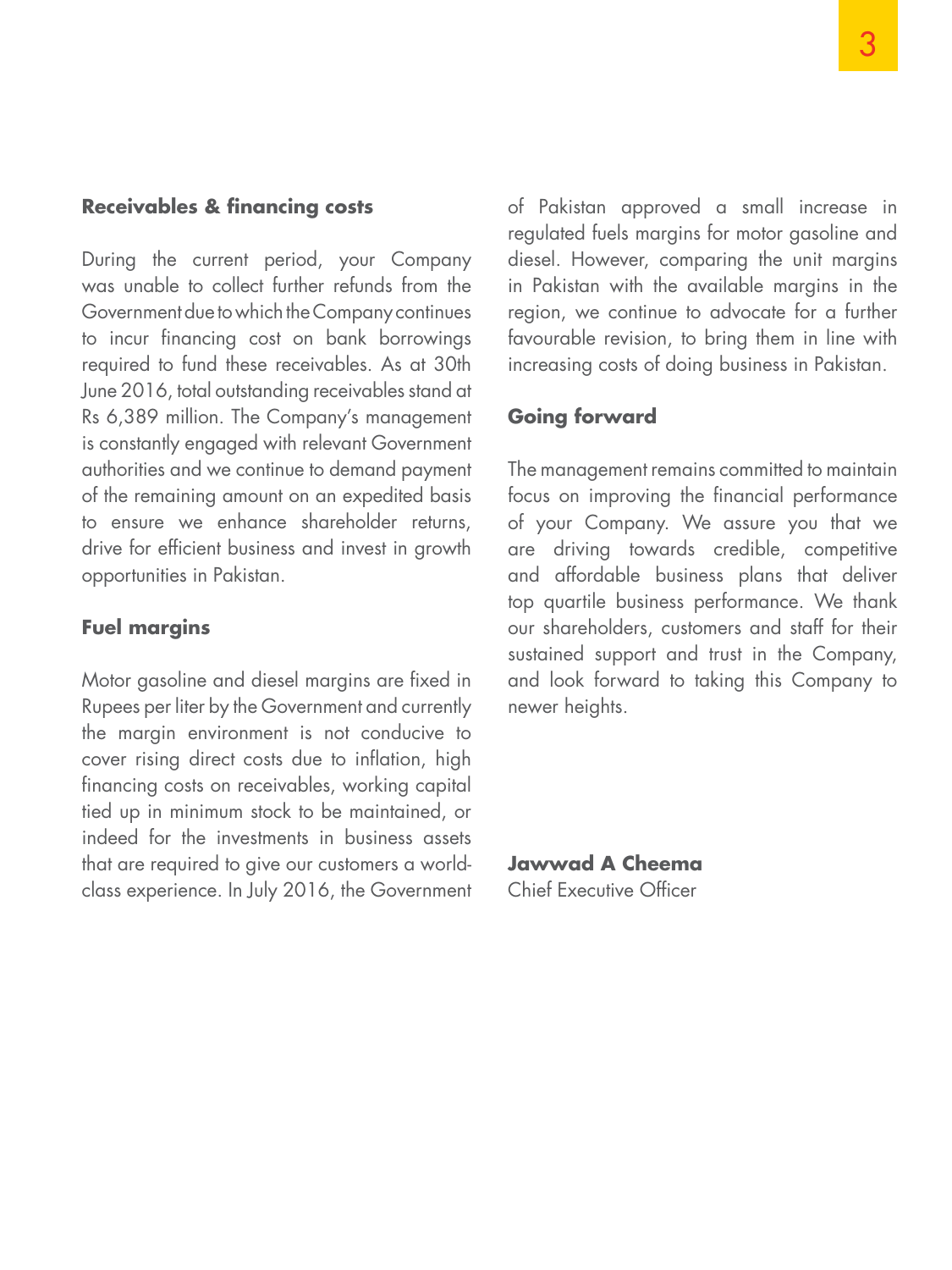### Receivables & financing costs

During the current period, your Company was unable to collect further refunds from the Government due to which the Company continues to incur financing cost on bank borrowings required to fund these receivables. As at 30th June 2016, total outstanding receivables stand at Rs 6,389 million. The Company's management is constantly engaged with relevant Government authorities and we continue to demand payment of the remaining amount on an expedited basis to ensure we enhance shareholder returns, drive for efficient business and invest in growth opportunities in Pakistan.

### Fuel margins

Motor gasoline and diesel margins are fixed in Rupees per liter by the Government and currently the margin environment is not conducive to cover rising direct costs due to inflation, high financing costs on receivables, working capital tied up in minimum stock to be maintained, or indeed for the investments in business assets that are required to give our customers a world-class experience. In July 2016, the Government of Pakistan approved a small increase in regulated fuels margins for motor gasoline and diesel. However, comparing the unit margins in Pakistan with the available margins in the region, we continue to advocate for a further favourable revision, to bring them in line with increasing costs of doing business in Pakistan.

### Going forward

The management remains committed to maintain focus on improving the financial performance of your Company. We assure you that we are driving towards credible, competitive and affordable business plans that deliver top quartile business performance. We thank our shareholders, customers and staff for their sustained support and trust in the Company, and look forward to taking this Company to newer heights.

**Jawwad A Cheema**
Chief Executive Officer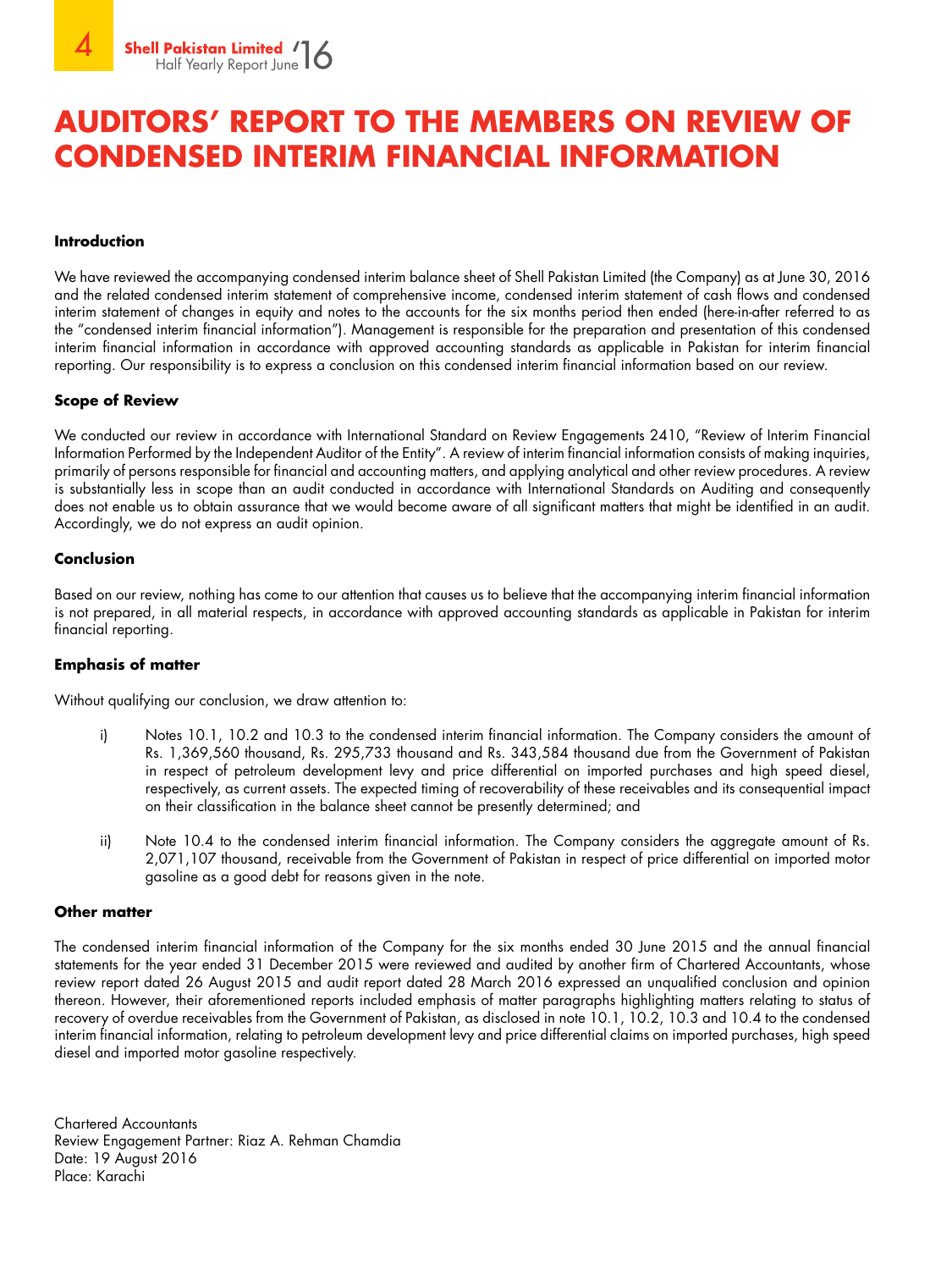# AUDITORS' REPORT TO THE MEMBERS ON REVIEW OF CONDENSED INTERIM FINANCIAL INFORMATION

**Introduction**

We have reviewed the accompanying condensed interim balance sheet of Shell Pakistan Limited (the Company) as at June 30, 2016 and the related condensed interim statement of comprehensive income, condensed interim statement of cash flows and condensed interim statement of changes in equity and notes to the accounts for the six months period then ended (here-in-after referred to as the "condensed interim financial information"). Management is responsible for the preparation and presentation of this condensed interim financial information in accordance with approved accounting standards as applicable in Pakistan for interim financial reporting. Our responsibility is to express a conclusion on this condensed interim financial information based on our review.

**Scope of Review**

We conducted our review in accordance with International Standard on Review Engagements 2410, "Review of Interim Financial Information Performed by the Independent Auditor of the Entity". A review of interim financial information consists of making inquiries, primarily of persons responsible for financial and accounting matters, and applying analytical and other review procedures. A review is substantially less in scope than an audit conducted in accordance with International Standards on Auditing and consequently does not enable us to obtain assurance that we would become aware of all significant matters that might be identified in an audit. Accordingly, we do not express an audit opinion.

**Conclusion**

Based on our review, nothing has come to our attention that causes us to believe that the accompanying interim financial information is not prepared, in all material respects, in accordance with approved accounting standards as applicable in Pakistan for interim financial reporting.

**Emphasis of matter**

Without qualifying our conclusion, we draw attention to:

i) Notes 10.1, 10.2 and 10.3 to the condensed interim financial information. The Company considers the amount of Rs. 1,369,560 thousand, Rs. 295,733 thousand and Rs. 343,584 thousand due from the Government of Pakistan in respect of petroleum development levy and price differential on imported purchases and high speed diesel, respectively, as current assets. The expected timing of recoverability of these receivables and its consequential impact on their classification in the balance sheet cannot be presently determined; and

ii) Note 10.4 to the condensed interim financial information. The Company considers the aggregate amount of Rs. 2,071,107 thousand, receivable from the Government of Pakistan in respect of price differential on imported motor gasoline as a good debt for reasons given in the note.

**Other matter**

The condensed interim financial information of the Company for the six months ended 30 June 2015 and the annual financial statements for the year ended 31 December 2015 were reviewed and audited by another firm of Chartered Accountants, whose review report dated 26 August 2015 and audit report dated 28 March 2016 expressed an unqualified conclusion and opinion thereon. However, their aforementioned reports included emphasis of matter paragraphs highlighting matters relating to status of recovery of overdue receivables from the Government of Pakistan, as disclosed in note 10.1, 10.2, 10.3 and 10.4 to the condensed interim financial information, relating to petroleum development levy and price differential claims on imported purchases, high speed diesel and imported motor gasoline respectively.

Chartered Accountants
Review Engagement Partner: Riaz A. Rehman Chamdia
Date: 19 August 2016
Place: Karachi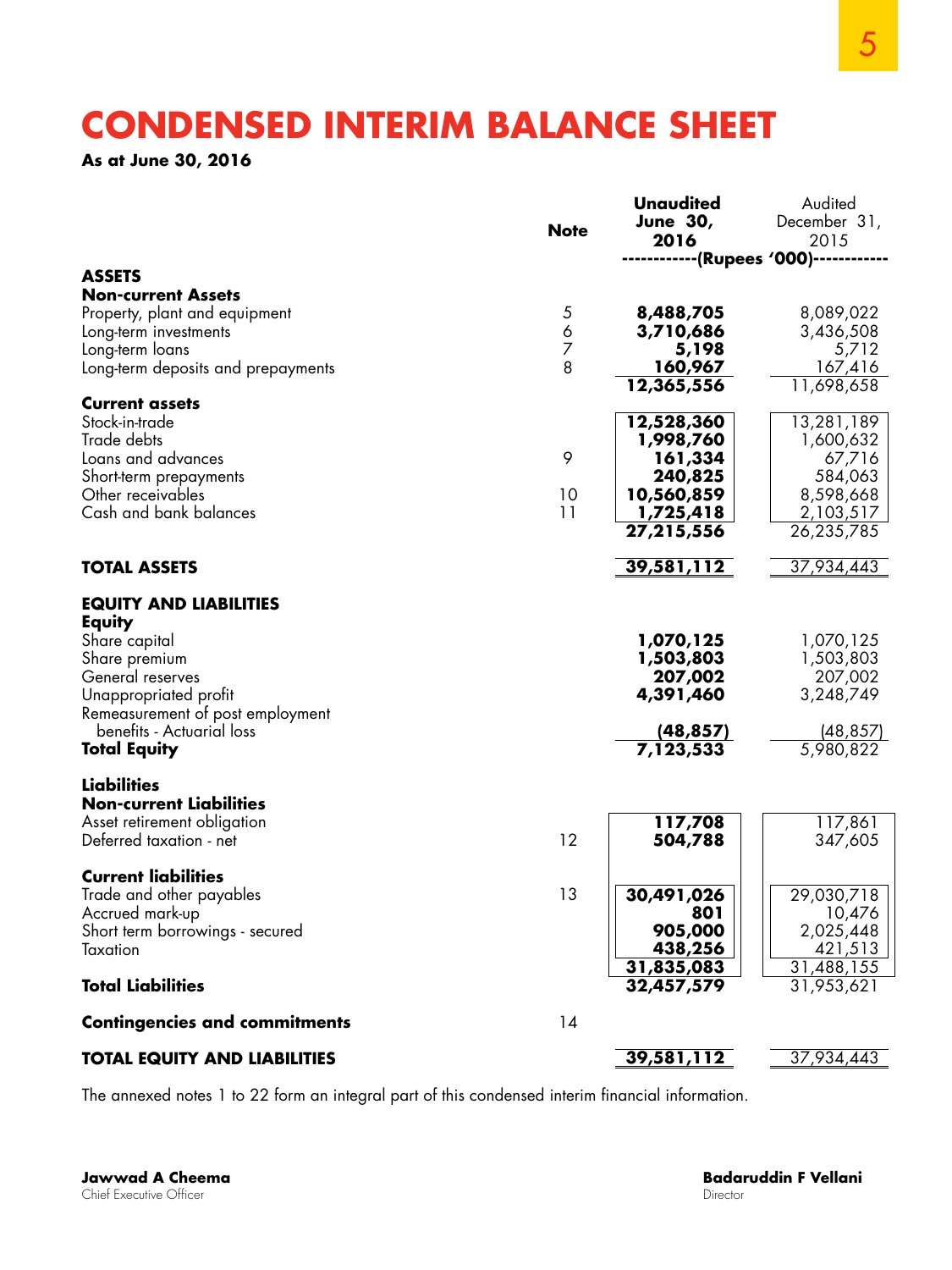# CONDENSED INTERIM BALANCE SHEET

**As at June 30, 2016**

| | Note | Unaudited June 30, 2016 | Audited December 31, 2015 |
|---|---|---|---|
| | | (Rupees '000) | |
| **ASSETS** | | | |
| **Non-current Assets** | | | |
| Property, plant and equipment | 5 | **8,488,705** | 8,089,022 |
| Long-term investments | 6 | **3,710,686** | 3,436,508 |
| Long-term loans | 7 | **5,198** | 5,712 |
| Long-term deposits and prepayments | 8 | **160,967** | 167,416 |
| | | **12,365,556** | 11,698,658 |
| **Current assets** | | | |
| Stock-in-trade | | **12,528,360** | 13,281,189 |
| Trade debts | | **1,998,760** | 1,600,632 |
| Loans and advances | 9 | **161,334** | 67,716 |
| Short-term prepayments | | **240,825** | 584,063 |
| Other receivables | 10 | **10,560,859** | 8,598,668 |
| Cash and bank balances | 11 | **1,725,418** | 2,103,517 |
| | | **27,215,556** | 26,235,785 |
| **TOTAL ASSETS** | | **39,581,112** | 37,934,443 |
| **EQUITY AND LIABILITIES** | | | |
| **Equity** | | | |
| Share capital | | **1,070,125** | 1,070,125 |
| Share premium | | **1,503,803** | 1,503,803 |
| General reserves | | **207,002** | 207,002 |
| Unappropriated profit | | **4,391,460** | 3,248,749 |
| Remeasurement of post employment benefits - Actuarial loss | | **(48,857)** | (48,857) |
| **Total Equity** | | **7,123,533** | 5,980,822 |
| **Liabilities** | | | |
| **Non-current Liabilities** | | | |
| Asset retirement obligation | | **117,708** | 117,861 |
| Deferred taxation - net | 12 | **504,788** | 347,605 |
| **Current liabilities** | | | |
| Trade and other payables | 13 | **30,491,026** | 29,030,718 |
| Accrued mark-up | | **801** | 10,476 |
| Short term borrowings - secured | | **905,000** | 2,025,448 |
| Taxation | | **438,256** | 421,513 |
| | | **31,835,083** | 31,488,155 |
| **Total Liabilities** | | **32,457,579** | 31,953,621 |
| **Contingencies and commitments** | 14 | | |
| **TOTAL EQUITY AND LIABILITIES** | | **39,581,112** | 37,934,443 |

The annexed notes 1 to 22 form an integral part of this condensed interim financial information.

**Jawwad A Cheema**
Chief Executive Officer

**Badaruddin F Vellani**
Director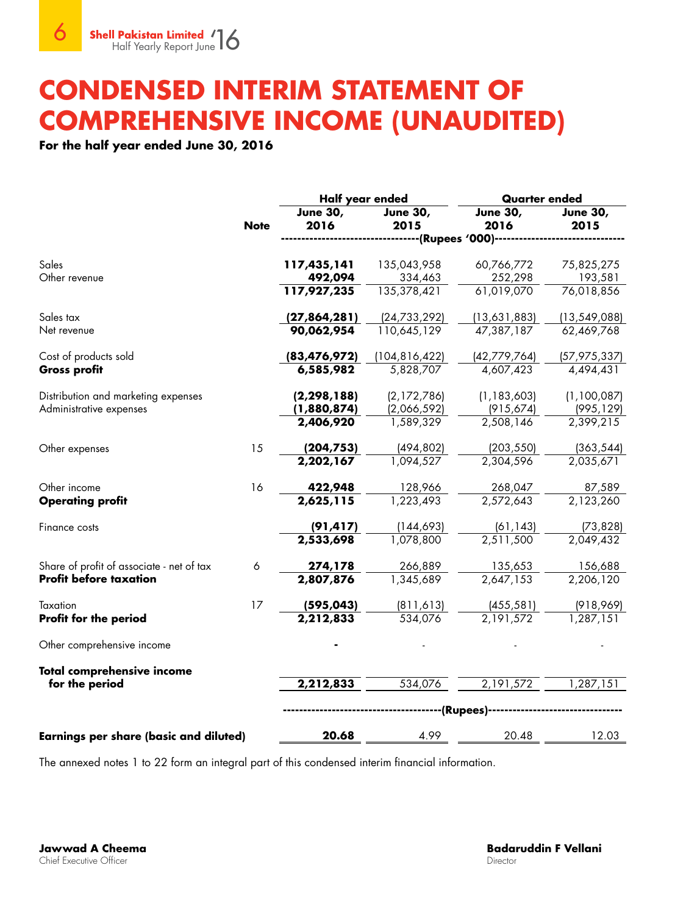# CONDENSED INTERIM STATEMENT OF COMPREHENSIVE INCOME (UNAUDITED)

**For the half year ended June 30, 2016**

| | Note | Half year ended | | Quarter ended | |
|---|---|---|---|---|---|
| | | **June 30, 2016** | **June 30, 2015** | **June 30, 2016** | **June 30, 2015** |
| | | -----(Rupees '000)----- | | | |
| Sales | | **117,435,141** | 135,043,958 | 60,766,772 | 75,825,275 |
| Other revenue | | **492,094** | 334,463 | 252,298 | 193,581 |
| | | **117,927,235** | 135,378,421 | 61,019,070 | 76,018,856 |
| Sales tax | | **(27,864,281)** | (24,733,292) | (13,631,883) | (13,549,088) |
| Net revenue | | **90,062,954** | 110,645,129 | 47,387,187 | 62,469,768 |
| Cost of products sold | | **(83,476,972)** | (104,816,422) | (42,779,764) | (57,975,337) |
| **Gross profit** | | **6,585,982** | 5,828,707 | 4,607,423 | 4,494,431 |
| Distribution and marketing expenses | | **(2,298,188)** | (2,172,786) | (1,183,603) | (1,100,087) |
| Administrative expenses | | **(1,880,874)** | (2,066,592) | (915,674) | (995,129) |
| | | **2,406,920** | 1,589,329 | 2,508,146 | 2,399,215 |
| Other expenses | 15 | **(204,753)** | (494,802) | (203,550) | (363,544) |
| | | **2,202,167** | 1,094,527 | 2,304,596 | 2,035,671 |
| Other income | 16 | **422,948** | 128,966 | 268,047 | 87,589 |
| **Operating profit** | | **2,625,115** | 1,223,493 | 2,572,643 | 2,123,260 |
| Finance costs | | **(91,417)** | (144,693) | (61,143) | (73,828) |
| | | **2,533,698** | 1,078,800 | 2,511,500 | 2,049,432 |
| Share of profit of associate - net of tax | 6 | **274,178** | 266,889 | 135,653 | 156,688 |
| **Profit before taxation** | | **2,807,876** | 1,345,689 | 2,647,153 | 2,206,120 |
| Taxation | 17 | **(595,043)** | (811,613) | (455,581) | (918,969) |
| **Profit for the period** | | **2,212,833** | 534,076 | 2,191,572 | 1,287,151 |
| Other comprehensive income | | **-** | - | - | - |
| **Total comprehensive income for the period** | | **2,212,833** | 534,076 | 2,191,572 | 1,287,151 |
| | | -----(Rupees)----- | | | |
| **Earnings per share (basic and diluted)** | | **20.68** | 4.99 | 20.48 | 12.03 |

The annexed notes 1 to 22 form an integral part of this condensed interim financial information.

**Jawwad A Cheema**
Chief Executive Officer

**Badaruddin F Vellani**
Director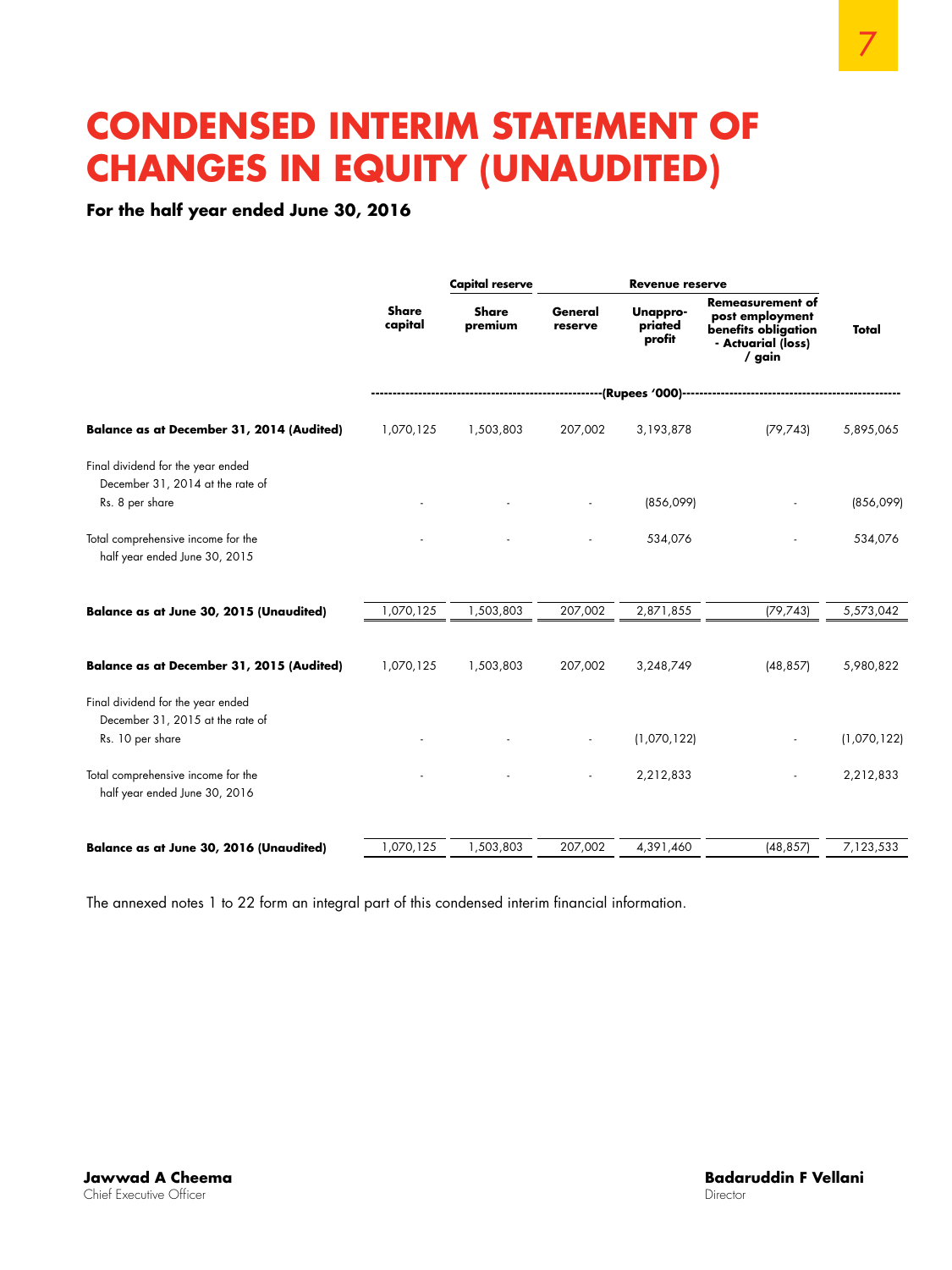# CONDENSED INTERIM STATEMENT OF CHANGES IN EQUITY (UNAUDITED)

**For the half year ended June 30, 2016**

| | Share capital | Capital reserve | Revenue reserve | | | Total |
|---|---|---|---|---|---|---|
| | | Share premium | General reserve | Unappropriated profit | Remeasurement of post employment benefits obligation - Actuarial (loss) / gain | |
| | (Rupees '000) | | | | | |
| **Balance as at December 31, 2014 (Audited)** | 1,070,125 | 1,503,803 | 207,002 | 3,193,878 | (79,743) | 5,895,065 |
| Final dividend for the year ended December 31, 2014 at the rate of Rs. 8 per share | - | - | - | (856,099) | - | (856,099) |
| Total comprehensive income for the half year ended June 30, 2015 | - | - | - | 534,076 | - | 534,076 |
| **Balance as at June 30, 2015 (Unaudited)** | 1,070,125 | 1,503,803 | 207,002 | 2,871,855 | (79,743) | 5,573,042 |
| **Balance as at December 31, 2015 (Audited)** | 1,070,125 | 1,503,803 | 207,002 | 3,248,749 | (48,857) | 5,980,822 |
| Final dividend for the year ended December 31, 2015 at the rate of Rs. 10 per share | - | - | - | (1,070,122) | - | (1,070,122) |
| Total comprehensive income for the half year ended June 30, 2016 | - | - | - | 2,212,833 | - | 2,212,833 |
| **Balance as at June 30, 2016 (Unaudited)** | 1,070,125 | 1,503,803 | 207,002 | 4,391,460 | (48,857) | 7,123,533 |

The annexed notes 1 to 22 form an integral part of this condensed interim financial information.

**Jawwad A Cheema**
Chief Executive Officer

**Badaruddin F Vellani**
Director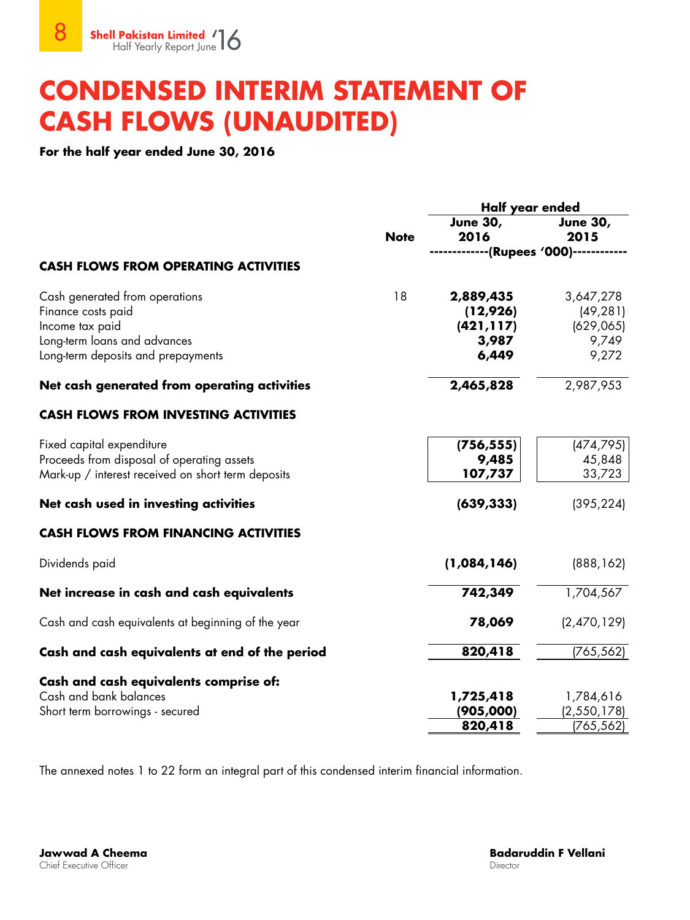# CONDENSED INTERIM STATEMENT OF CASH FLOWS (UNAUDITED)

**For the half year ended June 30, 2016**

| | Note | Half year ended June 30, 2016 | Half year ended June 30, 2015 |
|---|---|---|---|
| | | (Rupees '000) | |
| **CASH FLOWS FROM OPERATING ACTIVITIES** | | | |
| Cash generated from operations | 18 | **2,889,435** | 3,647,278 |
| Finance costs paid | | **(12,926)** | (49,281) |
| Income tax paid | | **(421,117)** | (629,065) |
| Long-term loans and advances | | **3,987** | 9,749 |
| Long-term deposits and prepayments | | **6,449** | 9,272 |
| **Net cash generated from operating activities** | | **2,465,828** | 2,987,953 |
| **CASH FLOWS FROM INVESTING ACTIVITIES** | | | |
| Fixed capital expenditure | | **(756,555)** | (474,795) |
| Proceeds from disposal of operating assets | | **9,485** | 45,848 |
| Mark-up / interest received on short term deposits | | **107,737** | 33,723 |
| **Net cash used in investing activities** | | **(639,333)** | (395,224) |
| **CASH FLOWS FROM FINANCING ACTIVITIES** | | | |
| Dividends paid | | **(1,084,146)** | (888,162) |
| **Net increase in cash and cash equivalents** | | **742,349** | 1,704,567 |
| Cash and cash equivalents at beginning of the year | | **78,069** | (2,470,129) |
| **Cash and cash equivalents at end of the period** | | **820,418** | (765,562) |
| **Cash and cash equivalents comprise of:** | | | |
| Cash and bank balances | | **1,725,418** | 1,784,616 |
| Short term borrowings - secured | | **(905,000)** | (2,550,178) |
| | | **820,418** | (765,562) |

The annexed notes 1 to 22 form an integral part of this condensed interim financial information.

**Jawwad A Cheema**
Chief Executive Officer

**Badaruddin F Vellani**
Director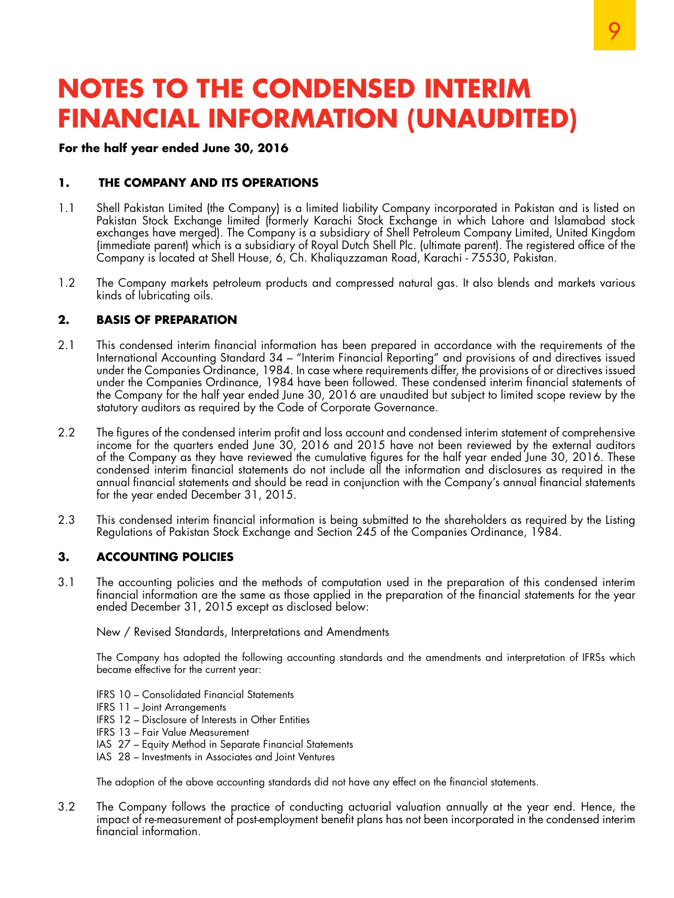# NOTES TO THE CONDENSED INTERIM FINANCIAL INFORMATION (UNAUDITED)

**For the half year ended June 30, 2016**

## 1. THE COMPANY AND ITS OPERATIONS

1.1 Shell Pakistan Limited (the Company) is a limited liability Company incorporated in Pakistan and is listed on Pakistan Stock Exchange limited (formerly Karachi Stock Exchange in which Lahore and Islamabad stock exchanges have merged). The Company is a subsidiary of Shell Petroleum Company Limited, United Kingdom (immediate parent) which is a subsidiary of Royal Dutch Shell Plc. (ultimate parent). The registered office of the Company is located at Shell House, 6, Ch. Khaliquzzaman Road, Karachi - 75530, Pakistan.

1.2 The Company markets petroleum products and compressed natural gas. It also blends and markets various kinds of lubricating oils.

## 2. BASIS OF PREPARATION

2.1 This condensed interim financial information has been prepared in accordance with the requirements of the International Accounting Standard 34 – "Interim Financial Reporting" and provisions of and directives issued under the Companies Ordinance, 1984. In case where requirements differ, the provisions of or directives issued under the Companies Ordinance, 1984 have been followed. These condensed interim financial statements of the Company for the half year ended June 30, 2016 are unaudited but subject to limited scope review by the statutory auditors as required by the Code of Corporate Governance.

2.2 The figures of the condensed interim profit and loss account and condensed interim statement of comprehensive income for the quarters ended June 30, 2016 and 2015 have not been reviewed by the external auditors of the Company as they have reviewed the cumulative figures for the half year ended June 30, 2016. These condensed interim financial statements do not include all the information and disclosures as required in the annual financial statements and should be read in conjunction with the Company's annual financial statements for the year ended December 31, 2015.

2.3 This condensed interim financial information is being submitted to the shareholders as required by the Listing Regulations of Pakistan Stock Exchange and Section 245 of the Companies Ordinance, 1984.

## 3. ACCOUNTING POLICIES

3.1 The accounting policies and the methods of computation used in the preparation of this condensed interim financial information are the same as those applied in the preparation of the financial statements for the year ended December 31, 2015 except as disclosed below:

New / Revised Standards, Interpretations and Amendments

The Company has adopted the following accounting standards and the amendments and interpretation of IFRSs which became effective for the current year:

IFRS 10 – Consolidated Financial Statements
IFRS 11 – Joint Arrangements
IFRS 12 – Disclosure of Interests in Other Entities
IFRS 13 – Fair Value Measurement
IAS 27 – Equity Method in Separate Financial Statements
IAS 28 – Investments in Associates and Joint Ventures

The adoption of the above accounting standards did not have any effect on the financial statements.

3.2 The Company follows the practice of conducting actuarial valuation annually at the year end. Hence, the impact of re-measurement of post-employment benefit plans has not been incorporated in the condensed interim financial information.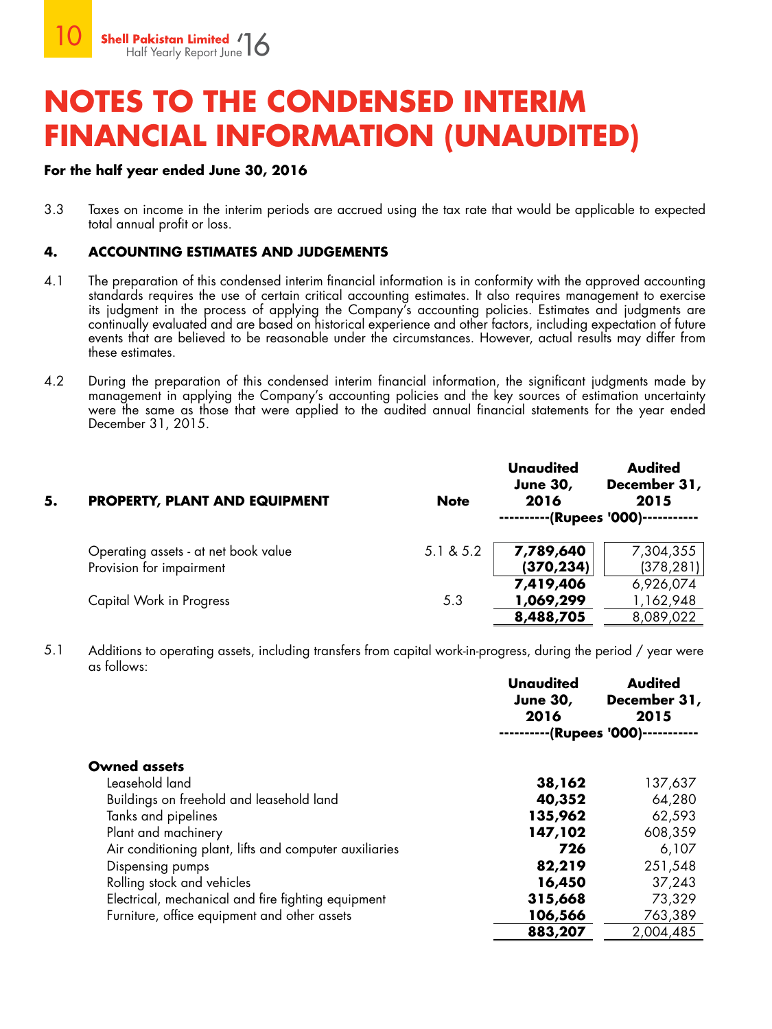# NOTES TO THE CONDENSED INTERIM FINANCIAL INFORMATION (UNAUDITED)

**For the half year ended June 30, 2016**

3.3 Taxes on income in the interim periods are accrued using the tax rate that would be applicable to expected total annual profit or loss.

## 4. ACCOUNTING ESTIMATES AND JUDGEMENTS

4.1 The preparation of this condensed interim financial information is in conformity with the approved accounting standards requires the use of certain critical accounting estimates. It also requires management to exercise its judgment in the process of applying the Company's accounting policies. Estimates and judgments are continually evaluated and are based on historical experience and other factors, including expectation of future events that are believed to be reasonable under the circumstances. However, actual results may differ from these estimates.

4.2 During the preparation of this condensed interim financial information, the significant judgments made by management in applying the Company's accounting policies and the key sources of estimation uncertainty were the same as those that were applied to the audited annual financial statements for the year ended December 31, 2015.

| **5. PROPERTY, PLANT AND EQUIPMENT** | **Note** | **Unaudited June 30, 2016** | **Audited December 31, 2015** |
|---|---|---|---|
| | | **(Rupees '000)** | |
| Operating assets - at net book value | 5.1 & 5.2 | **7,789,640** | 7,304,355 |
| Provision for impairment | | **(370,234)** | (378,281) |
| | | **7,419,406** | 6,926,074 |
| Capital Work in Progress | 5.3 | **1,069,299** | 1,162,948 |
| | | **8,488,705** | 8,089,022 |

5.1 Additions to operating assets, including transfers from capital work-in-progress, during the period / year were as follows:

| | **Unaudited June 30, 2016** | **Audited December 31, 2015** |
|---|---|---|
| | **(Rupees '000)** | |
| **Owned assets** | | |
| Leasehold land | **38,162** | 137,637 |
| Buildings on freehold and leasehold land | **40,352** | 64,280 |
| Tanks and pipelines | **135,962** | 62,593 |
| Plant and machinery | **147,102** | 608,359 |
| Air conditioning plant, lifts and computer auxiliaries | **726** | 6,107 |
| Dispensing pumps | **82,219** | 251,548 |
| Rolling stock and vehicles | **16,450** | 37,243 |
| Electrical, mechanical and fire fighting equipment | **315,668** | 73,329 |
| Furniture, office equipment and other assets | **106,566** | 763,389 |
| | **883,207** | 2,004,485 |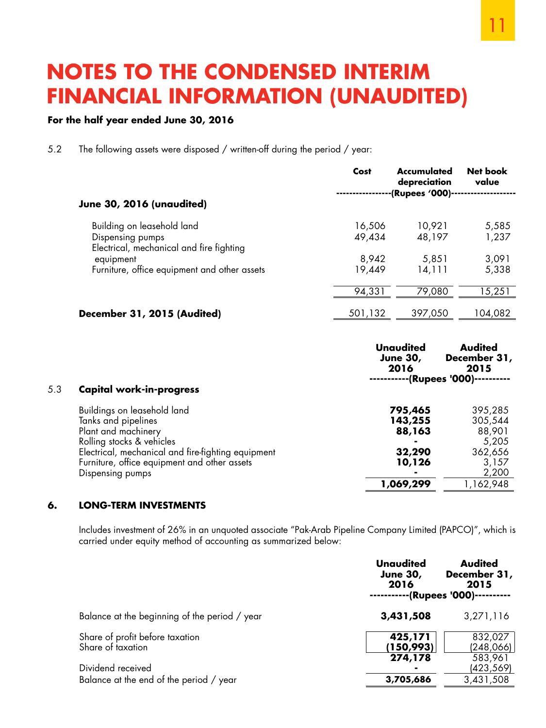# NOTES TO THE CONDENSED INTERIM FINANCIAL INFORMATION (UNAUDITED)

**For the half year ended June 30, 2016**

5.2 The following assets were disposed / written-off during the period / year:

| | Cost | Accumulated depreciation | Net book value |
|---|---|---|---|
| | ----------------(Rupees '000)------------------- | | |
| **June 30, 2016 (unaudited)** | | | |
| Building on leasehold land | 16,506 | 10,921 | 5,585 |
| Dispensing pumps | 49,434 | 48,197 | 1,237 |
| Electrical, mechanical and fire fighting equipment | 8,942 | 5,851 | 3,091 |
| Furniture, office equipment and other assets | 19,449 | 14,111 | 5,338 |
| | 94,331 | 79,080 | 15,251 |
| **December 31, 2015 (Audited)** | 501,132 | 397,050 | 104,082 |

| 5.3 **Capital work-in-progress** | Unaudited June 30, 2016 | Audited December 31, 2015 |
|---|---|---|
| | -----------(Rupees '000)---------- | |
| Buildings on leasehold land | **795,465** | 395,285 |
| Tanks and pipelines | **143,255** | 305,544 |
| Plant and machinery | **88,163** | 88,901 |
| Rolling stocks & vehicles | **-** | 5,205 |
| Electrical, mechanical and fire-fighting equipment | **32,290** | 362,656 |
| Furniture, office equipment and other assets | **10,126** | 3,157 |
| Dispensing pumps | **-** | 2,200 |
| | **1,069,299** | 1,162,948 |

## 6. LONG-TERM INVESTMENTS

Includes investment of 26% in an unquoted associate "Pak-Arab Pipeline Company Limited (PAPCO)", which is carried under equity method of accounting as summarized below:

| | Unaudited June 30, 2016 | Audited December 31, 2015 |
|---|---|---|
| | -----------(Rupees '000)---------- | |
| Balance at the beginning of the period / year | **3,431,508** | 3,271,116 |
| Share of profit before taxation | **425,171** | 832,027 |
| Share of taxation | **(150,993)** | (248,066) |
| | **274,178** | 583,961 |
| Dividend received | **-** | (423,569) |
| Balance at the end of the period / year | **3,705,686** | 3,431,508 |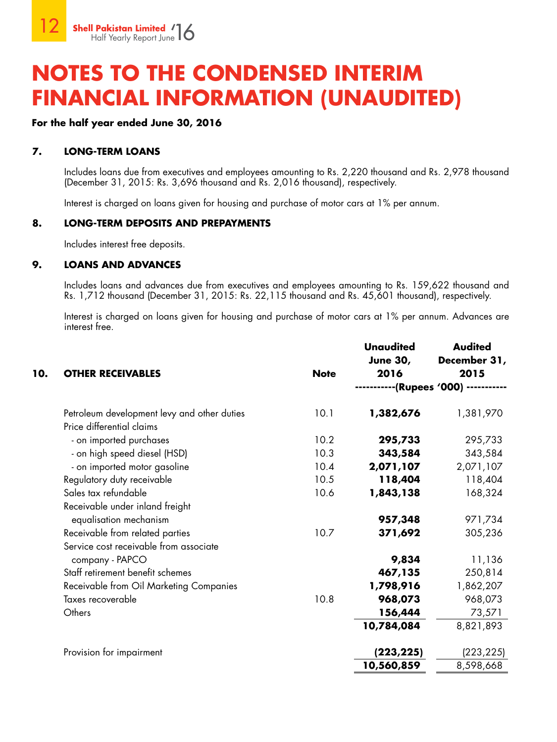# NOTES TO THE CONDENSED INTERIM FINANCIAL INFORMATION (UNAUDITED)

**For the half year ended June 30, 2016**

## 7. LONG-TERM LOANS

Includes loans due from executives and employees amounting to Rs. 2,220 thousand and Rs. 2,978 thousand (December 31, 2015: Rs. 3,696 thousand and Rs. 2,016 thousand), respectively.

Interest is charged on loans given for housing and purchase of motor cars at 1% per annum.

## 8. LONG-TERM DEPOSITS AND PREPAYMENTS

Includes interest free deposits.

## 9. LOANS AND ADVANCES

Includes loans and advances due from executives and employees amounting to Rs. 159,622 thousand and Rs. 1,712 thousand (December 31, 2015: Rs. 22,115 thousand and Rs. 45,601 thousand), respectively.

Interest is charged on loans given for housing and purchase of motor cars at 1% per annum. Advances are interest free.

## 10. OTHER RECEIVABLES

| | Note | Unaudited June 30, 2016 | Audited December 31, 2015 |
|---|---|---|---|
| | | (Rupees '000) | |
| Petroleum development levy and other duties | 10.1 | **1,382,676** | 1,381,970 |
| Price differential claims | | | |
| - on imported purchases | 10.2 | **295,733** | 295,733 |
| - on high speed diesel (HSD) | 10.3 | **343,584** | 343,584 |
| - on imported motor gasoline | 10.4 | **2,071,107** | 2,071,107 |
| Regulatory duty receivable | 10.5 | **118,404** | 118,404 |
| Sales tax refundable | 10.6 | **1,843,138** | 168,324 |
| Receivable under inland freight equalisation mechanism | | **957,348** | 971,734 |
| Receivable from related parties | 10.7 | **371,692** | 305,236 |
| Service cost receivable from associate company - PAPCO | | **9,834** | 11,136 |
| Staff retirement benefit schemes | | **467,135** | 250,814 |
| Receivable from Oil Marketing Companies | | **1,798,916** | 1,862,207 |
| Taxes recoverable | 10.8 | **968,073** | 968,073 |
| Others | | **156,444** | 73,571 |
| | | **10,784,084** | 8,821,893 |
| Provision for impairment | | **(223,225)** | (223,225) |
| | | **10,560,859** | 8,598,668 |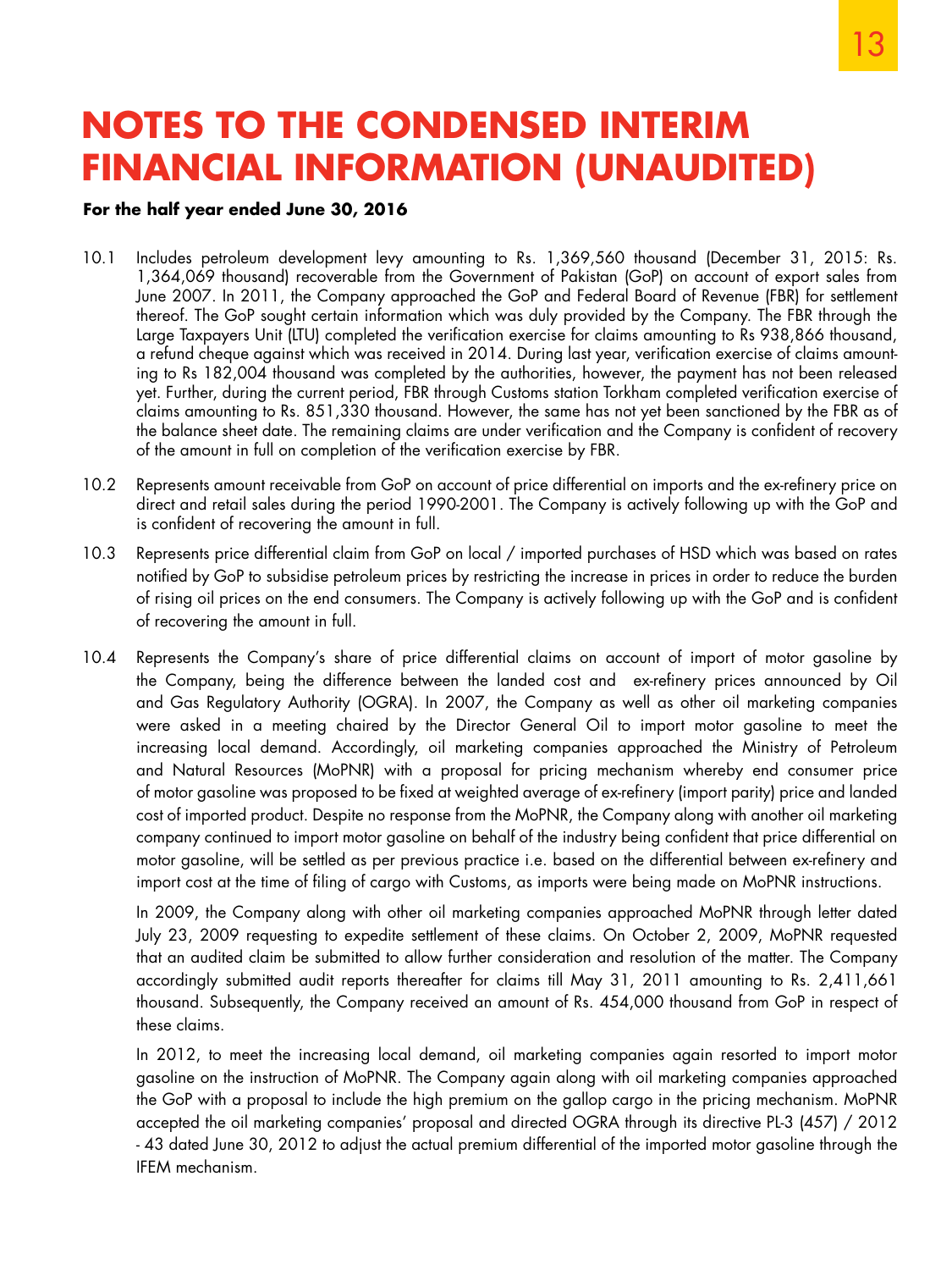# NOTES TO THE CONDENSED INTERIM FINANCIAL INFORMATION (UNAUDITED)

**For the half year ended June 30, 2016**

10.1 Includes petroleum development levy amounting to Rs. 1,369,560 thousand (December 31, 2015: Rs. 1,364,069 thousand) recoverable from the Government of Pakistan (GoP) on account of export sales from June 2007. In 2011, the Company approached the GoP and Federal Board of Revenue (FBR) for settlement thereof. The GoP sought certain information which was duly provided by the Company. The FBR through the Large Taxpayers Unit (LTU) completed the verification exercise for claims amounting to Rs 938,866 thousand, a refund cheque against which was received in 2014. During last year, verification exercise of claims amounting to Rs 182,004 thousand was completed by the authorities, however, the payment has not been released yet. Further, during the current period, FBR through Customs station Torkham completed verification exercise of claims amounting to Rs. 851,330 thousand. However, the same has not yet been sanctioned by the FBR as of the balance sheet date. The remaining claims are under verification and the Company is confident of recovery of the amount in full on completion of the verification exercise by FBR.

10.2 Represents amount receivable from GoP on account of price differential on imports and the ex-refinery price on direct and retail sales during the period 1990-2001. The Company is actively following up with the GoP and is confident of recovering the amount in full.

10.3 Represents price differential claim from GoP on local / imported purchases of HSD which was based on rates notified by GoP to subsidise petroleum prices by restricting the increase in prices in order to reduce the burden of rising oil prices on the end consumers. The Company is actively following up with the GoP and is confident of recovering the amount in full.

10.4 Represents the Company's share of price differential claims on account of import of motor gasoline by the Company, being the difference between the landed cost and ex-refinery prices announced by Oil and Gas Regulatory Authority (OGRA). In 2007, the Company as well as other oil marketing companies were asked in a meeting chaired by the Director General Oil to import motor gasoline to meet the increasing local demand. Accordingly, oil marketing companies approached the Ministry of Petroleum and Natural Resources (MoPNR) with a proposal for pricing mechanism whereby end consumer price of motor gasoline was proposed to be fixed at weighted average of ex-refinery (import parity) price and landed cost of imported product. Despite no response from the MoPNR, the Company along with another oil marketing company continued to import motor gasoline on behalf of the industry being confident that price differential on motor gasoline, will be settled as per previous practice i.e. based on the differential between ex-refinery and import cost at the time of filing of cargo with Customs, as imports were being made on MoPNR instructions.

In 2009, the Company along with other oil marketing companies approached MoPNR through letter dated July 23, 2009 requesting to expedite settlement of these claims. On October 2, 2009, MoPNR requested that an audited claim be submitted to allow further consideration and resolution of the matter. The Company accordingly submitted audit reports thereafter for claims till May 31, 2011 amounting to Rs. 2,411,661 thousand. Subsequently, the Company received an amount of Rs. 454,000 thousand from GoP in respect of these claims.

In 2012, to meet the increasing local demand, oil marketing companies again resorted to import motor gasoline on the instruction of MoPNR. The Company again along with oil marketing companies approached the GoP with a proposal to include the high premium on the gallop cargo in the pricing mechanism. MoPNR accepted the oil marketing companies' proposal and directed OGRA through its directive PL-3 (457) / 2012 - 43 dated June 30, 2012 to adjust the actual premium differential of the imported motor gasoline through the IFEM mechanism.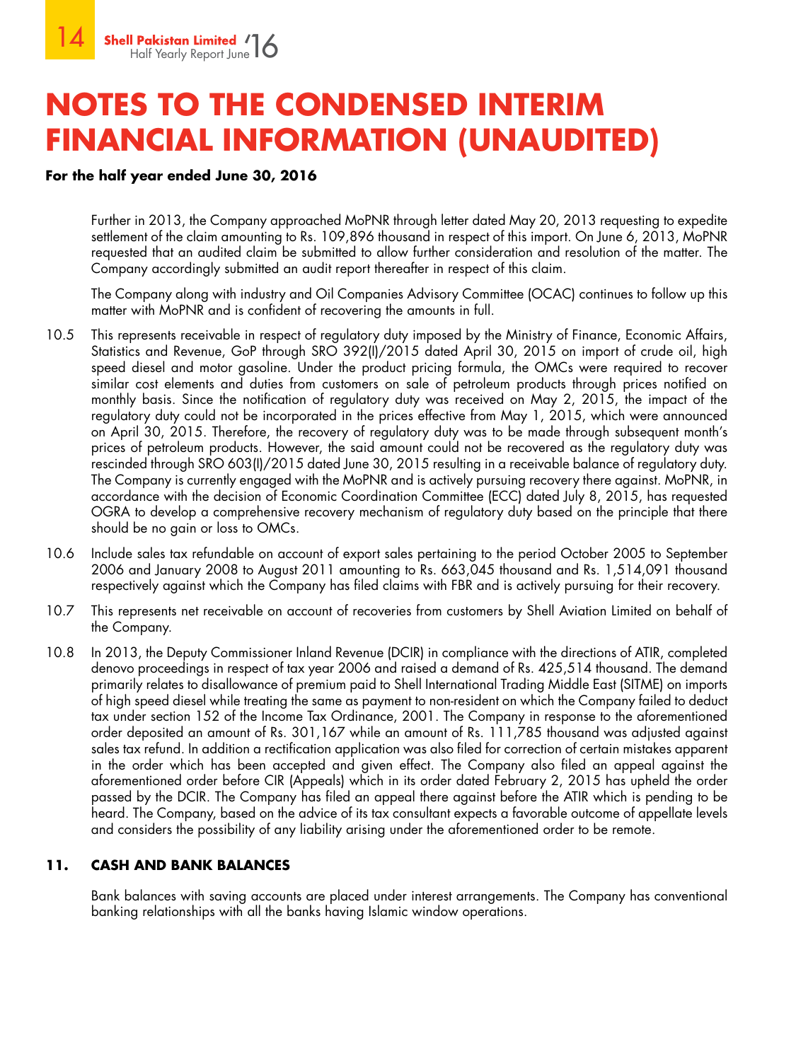# NOTES TO THE CONDENSED INTERIM FINANCIAL INFORMATION (UNAUDITED)

**For the half year ended June 30, 2016**

Further in 2013, the Company approached MoPNR through letter dated May 20, 2013 requesting to expedite settlement of the claim amounting to Rs. 109,896 thousand in respect of this import. On June 6, 2013, MoPNR requested that an audited claim be submitted to allow further consideration and resolution of the matter. The Company accordingly submitted an audit report thereafter in respect of this claim.

The Company along with industry and Oil Companies Advisory Committee (OCAC) continues to follow up this matter with MoPNR and is confident of recovering the amounts in full.

10.5 This represents receivable in respect of regulatory duty imposed by the Ministry of Finance, Economic Affairs, Statistics and Revenue, GoP through SRO 392(I)/2015 dated April 30, 2015 on import of crude oil, high speed diesel and motor gasoline. Under the product pricing formula, the OMCs were required to recover similar cost elements and duties from customers on sale of petroleum products through prices notified on monthly basis. Since the notification of regulatory duty was received on May 2, 2015, the impact of the regulatory duty could not be incorporated in the prices effective from May 1, 2015, which were announced on April 30, 2015. Therefore, the recovery of regulatory duty was to be made through subsequent month's prices of petroleum products. However, the said amount could not be recovered as the regulatory duty was rescinded through SRO 603(I)/2015 dated June 30, 2015 resulting in a receivable balance of regulatory duty. The Company is currently engaged with the MoPNR and is actively pursuing recovery there against. MoPNR, in accordance with the decision of Economic Coordination Committee (ECC) dated July 8, 2015, has requested OGRA to develop a comprehensive recovery mechanism of regulatory duty based on the principle that there should be no gain or loss to OMCs.

10.6 Include sales tax refundable on account of export sales pertaining to the period October 2005 to September 2006 and January 2008 to August 2011 amounting to Rs. 663,045 thousand and Rs. 1,514,091 thousand respectively against which the Company has filed claims with FBR and is actively pursuing for their recovery.

10.7 This represents net receivable on account of recoveries from customers by Shell Aviation Limited on behalf of the Company.

10.8 In 2013, the Deputy Commissioner Inland Revenue (DCIR) in compliance with the directions of ATIR, completed denovo proceedings in respect of tax year 2006 and raised a demand of Rs. 425,514 thousand. The demand primarily relates to disallowance of premium paid to Shell International Trading Middle East (SITME) on imports of high speed diesel while treating the same as payment to non-resident on which the Company failed to deduct tax under section 152 of the Income Tax Ordinance, 2001. The Company in response to the aforementioned order deposited an amount of Rs. 301,167 while an amount of Rs. 111,785 thousand was adjusted against sales tax refund. In addition a rectification application was also filed for correction of certain mistakes apparent in the order which has been accepted and given effect. The Company also filed an appeal against the aforementioned order before CIR (Appeals) which in its order dated February 2, 2015 has upheld the order passed by the DCIR. The Company has filed an appeal there against before the ATIR which is pending to be heard. The Company, based on the advice of its tax consultant expects a favorable outcome of appellate levels and considers the possibility of any liability arising under the aforementioned order to be remote.

## 11. CASH AND BANK BALANCES

Bank balances with saving accounts are placed under interest arrangements. The Company has conventional banking relationships with all the banks having Islamic window operations.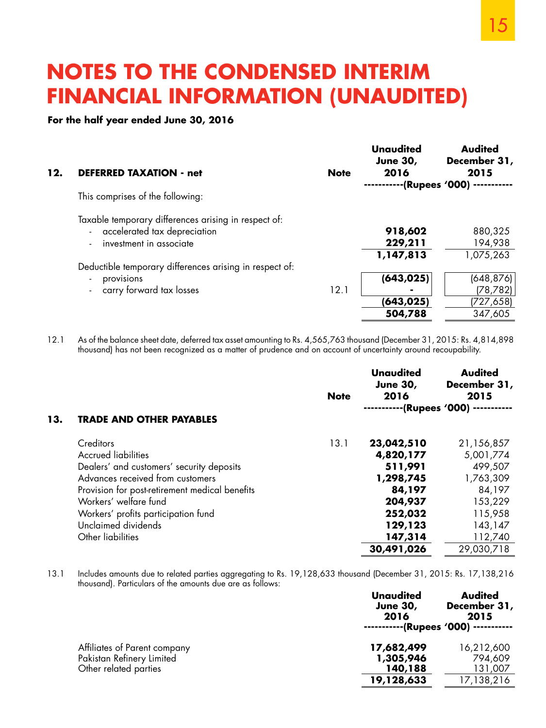# NOTES TO THE CONDENSED INTERIM FINANCIAL INFORMATION (UNAUDITED)

**For the half year ended June 30, 2016**

| **12. DEFERRED TAXATION - net** | **Note** | **Unaudited June 30, 2016** | **Audited December 31, 2015** |
|---|---|---|---|
| | | **(Rupees '000)** | |
| This comprises of the following: | | | |
| Taxable temporary differences arising in respect of: | | | |
| - accelerated tax depreciation | | **918,602** | 880,325 |
| - investment in associate | | **229,211** | 194,938 |
| | | **1,147,813** | 1,075,263 |
| Deductible temporary differences arising in respect of: | | | |
| - provisions | | **(643,025)** | (648,876) |
| - carry forward tax losses | 12.1 | **-** | (78,782) |
| | | **(643,025)** | (727,658) |
| | | **504,788** | 347,605 |

12.1 As of the balance sheet date, deferred tax asset amounting to Rs. 4,565,763 thousand (December 31, 2015: Rs. 4,814,898 thousand) has not been recognized as a matter of prudence and on account of uncertainty around recoupability.

| **13. TRADE AND OTHER PAYABLES** | **Note** | **Unaudited June 30, 2016** | **Audited December 31, 2015** |
|---|---|---|---|
| | | **(Rupees '000)** | |
| Creditors | 13.1 | **23,042,510** | 21,156,857 |
| Accrued liabilities | | **4,820,177** | 5,001,774 |
| Dealers' and customers' security deposits | | **511,991** | 499,507 |
| Advances received from customers | | **1,298,745** | 1,763,309 |
| Provision for post-retirement medical benefits | | **84,197** | 84,197 |
| Workers' welfare fund | | **204,937** | 153,229 |
| Workers' profits participation fund | | **252,032** | 115,958 |
| Unclaimed dividends | | **129,123** | 143,147 |
| Other liabilities | | **147,314** | 112,740 |
| | | **30,491,026** | 29,030,718 |

13.1 Includes amounts due to related parties aggregating to Rs. 19,128,633 thousand (December 31, 2015: Rs. 17,138,216 thousand). Particulars of the amounts due are as follows:

| | **Unaudited June 30, 2016** | **Audited December 31, 2015** |
|---|---|---|
| | **(Rupees '000)** | |
| Affiliates of Parent company | **17,682,499** | 16,212,600 |
| Pakistan Refinery Limited | **1,305,946** | 794,609 |
| Other related parties | **140,188** | 131,007 |
| | **19,128,633** | 17,138,216 |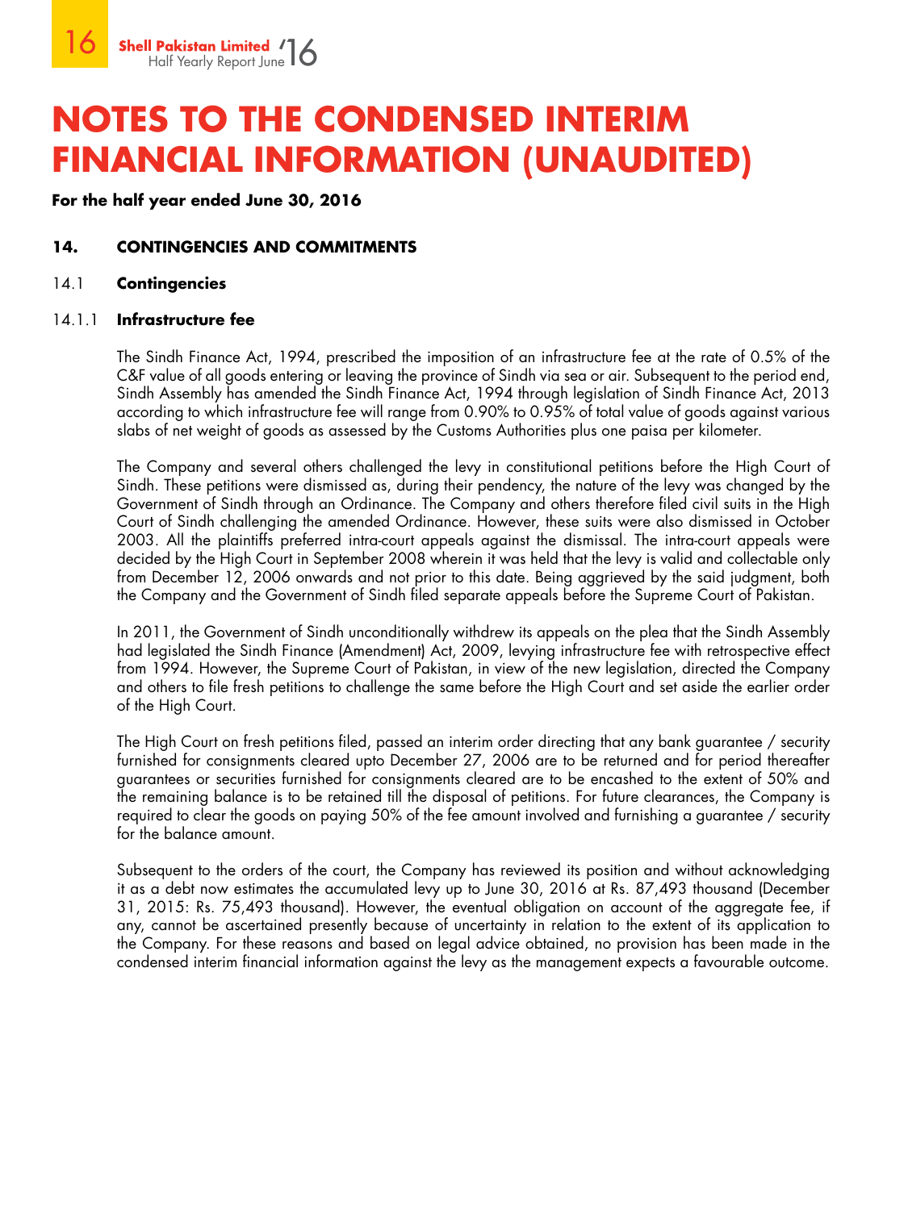# NOTES TO THE CONDENSED INTERIM FINANCIAL INFORMATION (UNAUDITED)

**For the half year ended June 30, 2016**

## 14. CONTINGENCIES AND COMMITMENTS

### 14.1 Contingencies

#### 14.1.1 Infrastructure fee

The Sindh Finance Act, 1994, prescribed the imposition of an infrastructure fee at the rate of 0.5% of the C&F value of all goods entering or leaving the province of Sindh via sea or air. Subsequent to the period end, Sindh Assembly has amended the Sindh Finance Act, 1994 through legislation of Sindh Finance Act, 2013 according to which infrastructure fee will range from 0.90% to 0.95% of total value of goods against various slabs of net weight of goods as assessed by the Customs Authorities plus one paisa per kilometer.

The Company and several others challenged the levy in constitutional petitions before the High Court of Sindh. These petitions were dismissed as, during their pendency, the nature of the levy was changed by the Government of Sindh through an Ordinance. The Company and others therefore filed civil suits in the High Court of Sindh challenging the amended Ordinance. However, these suits were also dismissed in October 2003. All the plaintiffs preferred intra-court appeals against the dismissal. The intra-court appeals were decided by the High Court in September 2008 wherein it was held that the levy is valid and collectable only from December 12, 2006 onwards and not prior to this date. Being aggrieved by the said judgment, both the Company and the Government of Sindh filed separate appeals before the Supreme Court of Pakistan.

In 2011, the Government of Sindh unconditionally withdrew its appeals on the plea that the Sindh Assembly had legislated the Sindh Finance (Amendment) Act, 2009, levying infrastructure fee with retrospective effect from 1994. However, the Supreme Court of Pakistan, in view of the new legislation, directed the Company and others to file fresh petitions to challenge the same before the High Court and set aside the earlier order of the High Court.

The High Court on fresh petitions filed, passed an interim order directing that any bank guarantee / security furnished for consignments cleared upto December 27, 2006 are to be returned and for period thereafter guarantees or securities furnished for consignments cleared are to be encashed to the extent of 50% and the remaining balance is to be retained till the disposal of petitions. For future clearances, the Company is required to clear the goods on paying 50% of the fee amount involved and furnishing a guarantee / security for the balance amount.

Subsequent to the orders of the court, the Company has reviewed its position and without acknowledging it as a debt now estimates the accumulated levy up to June 30, 2016 at Rs. 87,493 thousand (December 31, 2015: Rs. 75,493 thousand). However, the eventual obligation on account of the aggregate fee, if any, cannot be ascertained presently because of uncertainty in relation to the extent of its application to the Company. For these reasons and based on legal advice obtained, no provision has been made in the condensed interim financial information against the levy as the management expects a favourable outcome.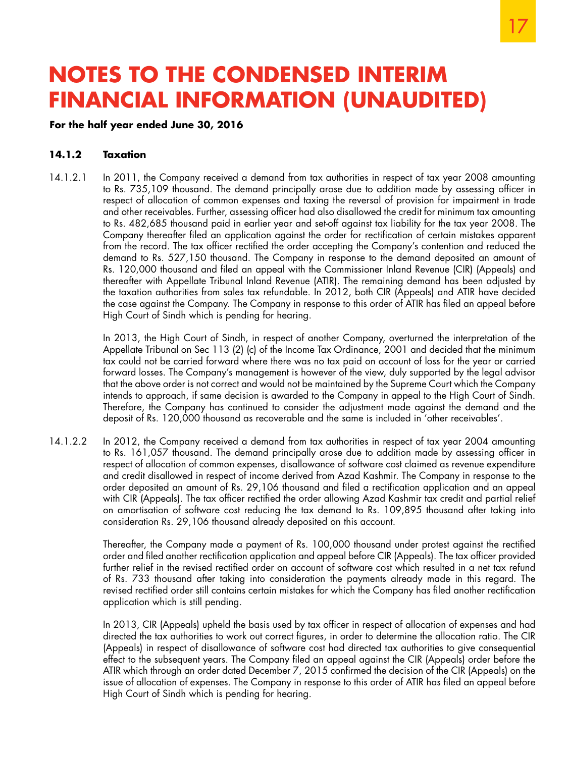# NOTES TO THE CONDENSED INTERIM FINANCIAL INFORMATION (UNAUDITED)

**For the half year ended June 30, 2016**

### 14.1.2 Taxation

14.1.2.1 In 2011, the Company received a demand from tax authorities in respect of tax year 2008 amounting to Rs. 735,109 thousand. The demand principally arose due to addition made by assessing officer in respect of allocation of common expenses and taxing the reversal of provision for impairment in trade and other receivables. Further, assessing officer had also disallowed the credit for minimum tax amounting to Rs. 482,685 thousand paid in earlier year and set-off against tax liability for the tax year 2008. The Company thereafter filed an application against the order for rectification of certain mistakes apparent from the record. The tax officer rectified the order accepting the Company's contention and reduced the demand to Rs. 527,150 thousand. The Company in response to the demand deposited an amount of Rs. 120,000 thousand and filed an appeal with the Commissioner Inland Revenue (CIR) (Appeals) and thereafter with Appellate Tribunal Inland Revenue (ATIR). The remaining demand has been adjusted by the taxation authorities from sales tax refundable. In 2012, both CIR (Appeals) and ATIR have decided the case against the Company. The Company in response to this order of ATIR has filed an appeal before High Court of Sindh which is pending for hearing.

In 2013, the High Court of Sindh, in respect of another Company, overturned the interpretation of the Appellate Tribunal on Sec 113 (2) (c) of the Income Tax Ordinance, 2001 and decided that the minimum tax could not be carried forward where there was no tax paid on account of loss for the year or carried forward losses. The Company's management is however of the view, duly supported by the legal advisor that the above order is not correct and would not be maintained by the Supreme Court which the Company intends to approach, if same decision is awarded to the Company in appeal to the High Court of Sindh. Therefore, the Company has continued to consider the adjustment made against the demand and the deposit of Rs. 120,000 thousand as recoverable and the same is included in 'other receivables'.

14.1.2.2 In 2012, the Company received a demand from tax authorities in respect of tax year 2004 amounting to Rs. 161,057 thousand. The demand principally arose due to addition made by assessing officer in respect of allocation of common expenses, disallowance of software cost claimed as revenue expenditure and credit disallowed in respect of income derived from Azad Kashmir. The Company in response to the order deposited an amount of Rs. 29,106 thousand and filed a rectification application and an appeal with CIR (Appeals). The tax officer rectified the order allowing Azad Kashmir tax credit and partial relief on amortisation of software cost reducing the tax demand to Rs. 109,895 thousand after taking into consideration Rs. 29,106 thousand already deposited on this account.

Thereafter, the Company made a payment of Rs. 100,000 thousand under protest against the rectified order and filed another rectification application and appeal before CIR (Appeals). The tax officer provided further relief in the revised rectified order on account of software cost which resulted in a net tax refund of Rs. 733 thousand after taking into consideration the payments already made in this regard. The revised rectified order still contains certain mistakes for which the Company has filed another rectification application which is still pending.

In 2013, CIR (Appeals) upheld the basis used by tax officer in respect of allocation of expenses and had directed the tax authorities to work out correct figures, in order to determine the allocation ratio. The CIR (Appeals) in respect of disallowance of software cost had directed tax authorities to give consequential effect to the subsequent years. The Company filed an appeal against the CIR (Appeals) order before the ATIR which through an order dated December 7, 2015 confirmed the decision of the CIR (Appeals) on the issue of allocation of expenses. The Company in response to this order of ATIR has filed an appeal before High Court of Sindh which is pending for hearing.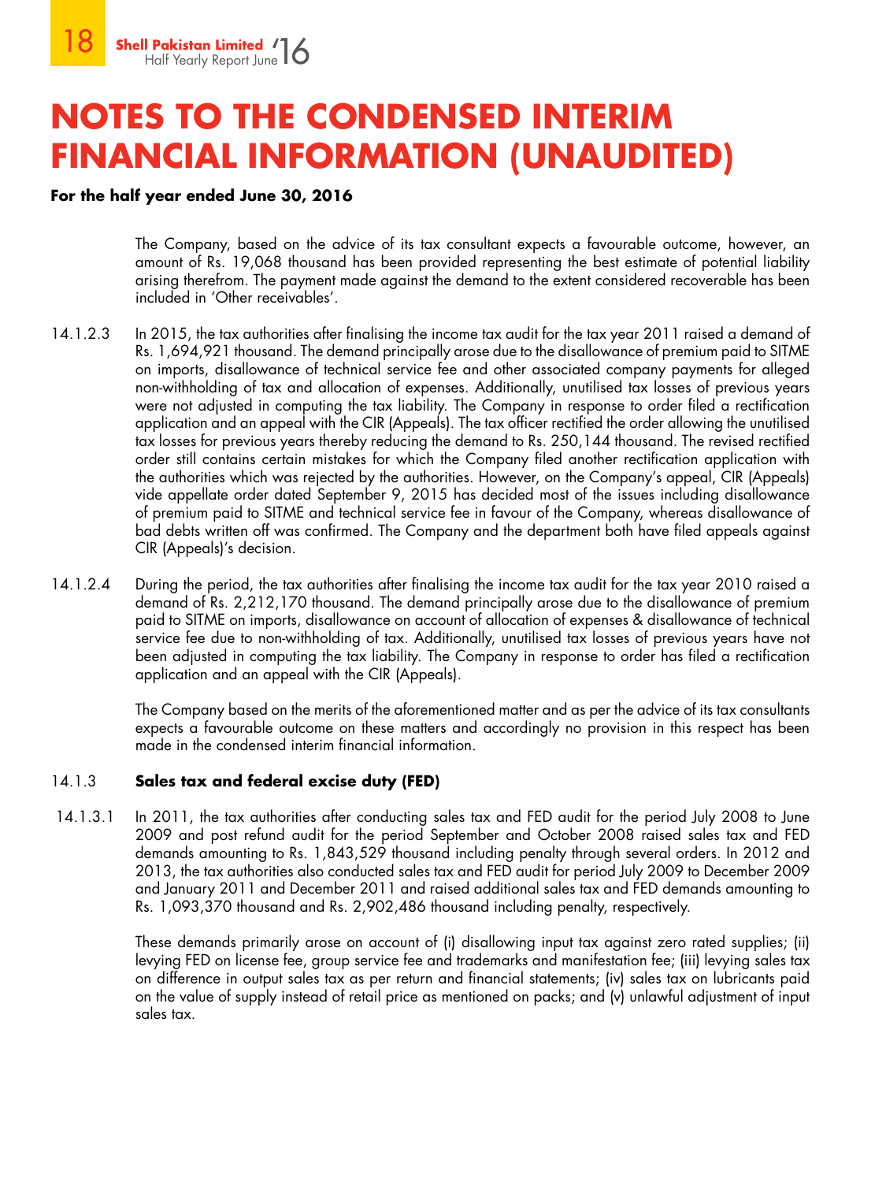# NOTES TO THE CONDENSED INTERIM FINANCIAL INFORMATION (UNAUDITED)

**For the half year ended June 30, 2016**

The Company, based on the advice of its tax consultant expects a favourable outcome, however, an amount of Rs. 19,068 thousand has been provided representing the best estimate of potential liability arising therefrom. The payment made against the demand to the extent considered recoverable has been included in 'Other receivables'.

14.1.2.3 In 2015, the tax authorities after finalising the income tax audit for the tax year 2011 raised a demand of Rs. 1,694,921 thousand. The demand principally arose due to the disallowance of premium paid to SITME on imports, disallowance of technical service fee and other associated company payments for alleged non-withholding of tax and allocation of expenses. Additionally, unutilised tax losses of previous years were not adjusted in computing the tax liability. The Company in response to order filed a rectification application and an appeal with the CIR (Appeals). The tax officer rectified the order allowing the unutilised tax losses for previous years thereby reducing the demand to Rs. 250,144 thousand. The revised rectified order still contains certain mistakes for which the Company filed another rectification application with the authorities which was rejected by the authorities. However, on the Company's appeal, CIR (Appeals) vide appellate order dated September 9, 2015 has decided most of the issues including disallowance of premium paid to SITME and technical service fee in favour of the Company, whereas disallowance of bad debts written off was confirmed. The Company and the department both have filed appeals against CIR (Appeals)'s decision.

14.1.2.4 During the period, the tax authorities after finalising the income tax audit for the tax year 2010 raised a demand of Rs. 2,212,170 thousand. The demand principally arose due to the disallowance of premium paid to SITME on imports, disallowance on account of allocation of expenses & disallowance of technical service fee due to non-withholding of tax. Additionally, unutilised tax losses of previous years have not been adjusted in computing the tax liability. The Company in response to order has filed a rectification application and an appeal with the CIR (Appeals).

The Company based on the merits of the aforementioned matter and as per the advice of its tax consultants expects a favourable outcome on these matters and accordingly no provision in this respect has been made in the condensed interim financial information.

### 14.1.3 Sales tax and federal excise duty (FED)

14.1.3.1 In 2011, the tax authorities after conducting sales tax and FED audit for the period July 2008 to June 2009 and post refund audit for the period September and October 2008 raised sales tax and FED demands amounting to Rs. 1,843,529 thousand including penalty through several orders. In 2012 and 2013, the tax authorities also conducted sales tax and FED audit for period July 2009 to December 2009 and January 2011 and December 2011 and raised additional sales tax and FED demands amounting to Rs. 1,093,370 thousand and Rs. 2,902,486 thousand including penalty, respectively.

These demands primarily arose on account of (i) disallowing input tax against zero rated supplies; (ii) levying FED on license fee, group service fee and trademarks and manifestation fee; (iii) levying sales tax on difference in output sales tax as per return and financial statements; (iv) sales tax on lubricants paid on the value of supply instead of retail price as mentioned on packs; and (v) unlawful adjustment of input sales tax.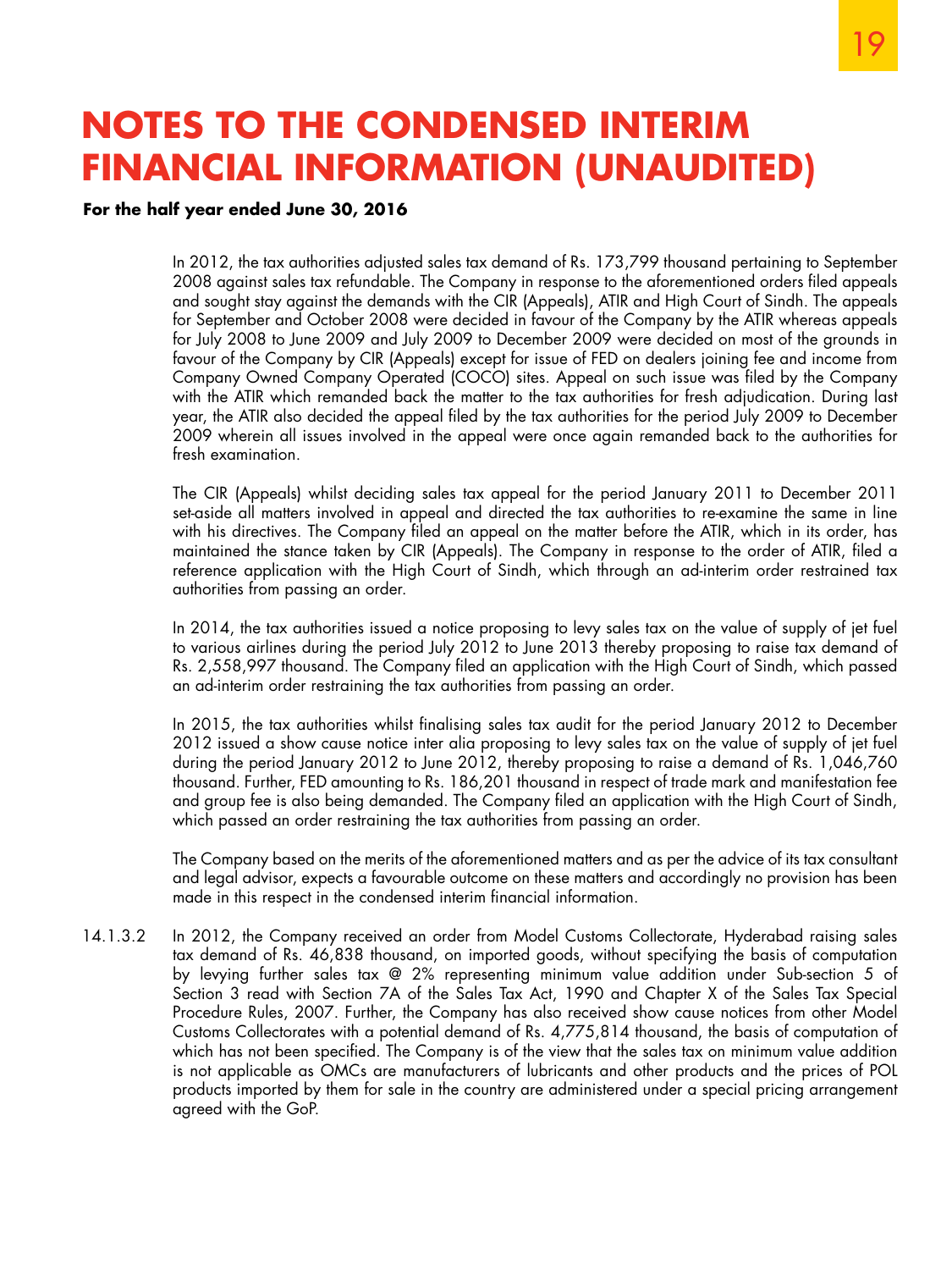# NOTES TO THE CONDENSED INTERIM FINANCIAL INFORMATION (UNAUDITED)

**For the half year ended June 30, 2016**

In 2012, the tax authorities adjusted sales tax demand of Rs. 173,799 thousand pertaining to September 2008 against sales tax refundable. The Company in response to the aforementioned orders filed appeals and sought stay against the demands with the CIR (Appeals), ATIR and High Court of Sindh. The appeals for September and October 2008 were decided in favour of the Company by the ATIR whereas appeals for July 2008 to June 2009 and July 2009 to December 2009 were decided on most of the grounds in favour of the Company by CIR (Appeals) except for issue of FED on dealers joining fee and income from Company Owned Company Operated (COCO) sites. Appeal on such issue was filed by the Company with the ATIR which remanded back the matter to the tax authorities for fresh adjudication. During last year, the ATIR also decided the appeal filed by the tax authorities for the period July 2009 to December 2009 wherein all issues involved in the appeal were once again remanded back to the authorities for fresh examination.

The CIR (Appeals) whilst deciding sales tax appeal for the period January 2011 to December 2011 set-aside all matters involved in appeal and directed the tax authorities to re-examine the same in line with his directives. The Company filed an appeal on the matter before the ATIR, which in its order, has maintained the stance taken by CIR (Appeals). The Company in response to the order of ATIR, filed a reference application with the High Court of Sindh, which through an ad-interim order restrained tax authorities from passing an order.

In 2014, the tax authorities issued a notice proposing to levy sales tax on the value of supply of jet fuel to various airlines during the period July 2012 to June 2013 thereby proposing to raise tax demand of Rs. 2,558,997 thousand. The Company filed an application with the High Court of Sindh, which passed an ad-interim order restraining the tax authorities from passing an order.

In 2015, the tax authorities whilst finalising sales tax audit for the period January 2012 to December 2012 issued a show cause notice inter alia proposing to levy sales tax on the value of supply of jet fuel during the period January 2012 to June 2012, thereby proposing to raise a demand of Rs. 1,046,760 thousand. Further, FED amounting to Rs. 186,201 thousand in respect of trade mark and manifestation fee and group fee is also being demanded. The Company filed an application with the High Court of Sindh, which passed an order restraining the tax authorities from passing an order.

The Company based on the merits of the aforementioned matters and as per the advice of its tax consultant and legal advisor, expects a favourable outcome on these matters and accordingly no provision has been made in this respect in the condensed interim financial information.

14.1.3.2 In 2012, the Company received an order from Model Customs Collectorate, Hyderabad raising sales tax demand of Rs. 46,838 thousand, on imported goods, without specifying the basis of computation by levying further sales tax @ 2% representing minimum value addition under Sub-section 5 of Section 3 read with Section 7A of the Sales Tax Act, 1990 and Chapter X of the Sales Tax Special Procedure Rules, 2007. Further, the Company has also received show cause notices from other Model Customs Collectorates with a potential demand of Rs. 4,775,814 thousand, the basis of computation of which has not been specified. The Company is of the view that the sales tax on minimum value addition is not applicable as OMCs are manufacturers of lubricants and other products and the prices of POL products imported by them for sale in the country are administered under a special pricing arrangement agreed with the GoP.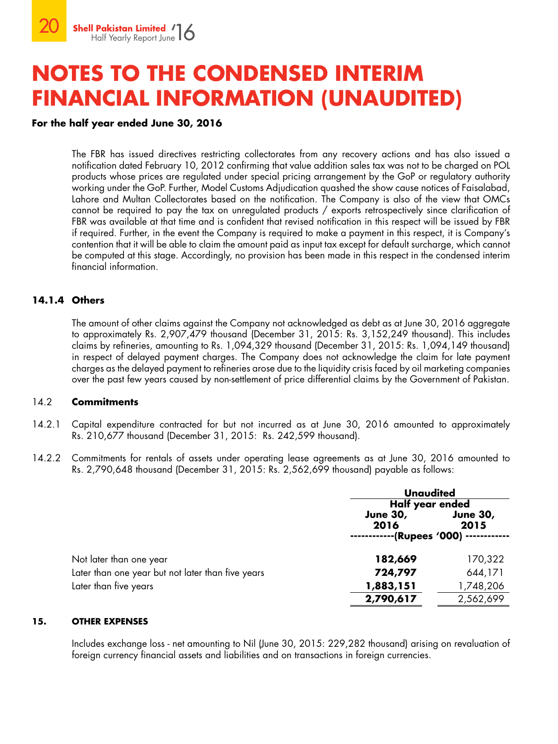# NOTES TO THE CONDENSED INTERIM FINANCIAL INFORMATION (UNAUDITED)

**For the half year ended June 30, 2016**

The FBR has issued directives restricting collectorates from any recovery actions and has also issued a notification dated February 10, 2012 confirming that value addition sales tax was not to be charged on POL products whose prices are regulated under special pricing arrangement by the GoP or regulatory authority working under the GoP. Further, Model Customs Adjudication quashed the show cause notices of Faisalabad, Lahore and Multan Collectorates based on the notification. The Company is also of the view that OMCs cannot be required to pay the tax on unregulated products / exports retrospectively since clarification of FBR was available at that time and is confident that revised notification in this respect will be issued by FBR if required. Further, in the event the Company is required to make a payment in this respect, it is Company's contention that it will be able to claim the amount paid as input tax except for default surcharge, which cannot be computed at this stage. Accordingly, no provision has been made in this respect in the condensed interim financial information.

**14.1.4 Others**

The amount of other claims against the Company not acknowledged as debt as at June 30, 2016 aggregate to approximately Rs. 2,907,479 thousand (December 31, 2015: Rs. 3,152,249 thousand). This includes claims by refineries, amounting to Rs. 1,094,329 thousand (December 31, 2015: Rs. 1,094,149 thousand) in respect of delayed payment charges. The Company does not acknowledge the claim for late payment charges as the delayed payment to refineries arose due to the liquidity crisis faced by oil marketing companies over the past few years caused by non-settlement of price differential claims by the Government of Pakistan.

14.2 **Commitments**

14.2.1 Capital expenditure contracted for but not incurred as at June 30, 2016 amounted to approximately Rs. 210,677 thousand (December 31, 2015: Rs. 242,599 thousand).

14.2.2 Commitments for rentals of assets under operating lease agreements as at June 30, 2016 amounted to Rs. 2,790,648 thousand (December 31, 2015: Rs. 2,562,699 thousand) payable as follows:

| | **Unaudited** | |
|---|---|---|
| | **Half year ended** | |
| | **June 30, 2016** | **June 30, 2015** |
| | **(Rupees '000)** | |
| Not later than one year | **182,669** | 170,322 |
| Later than one year but not later than five years | **724,797** | 644,171 |
| Later than five years | **1,883,151** | 1,748,206 |
| | **2,790,617** | 2,562,699 |

**15. OTHER EXPENSES**

Includes exchange loss - net amounting to Nil (June 30, 2015: 229,282 thousand) arising on revaluation of foreign currency financial assets and liabilities and on transactions in foreign currencies.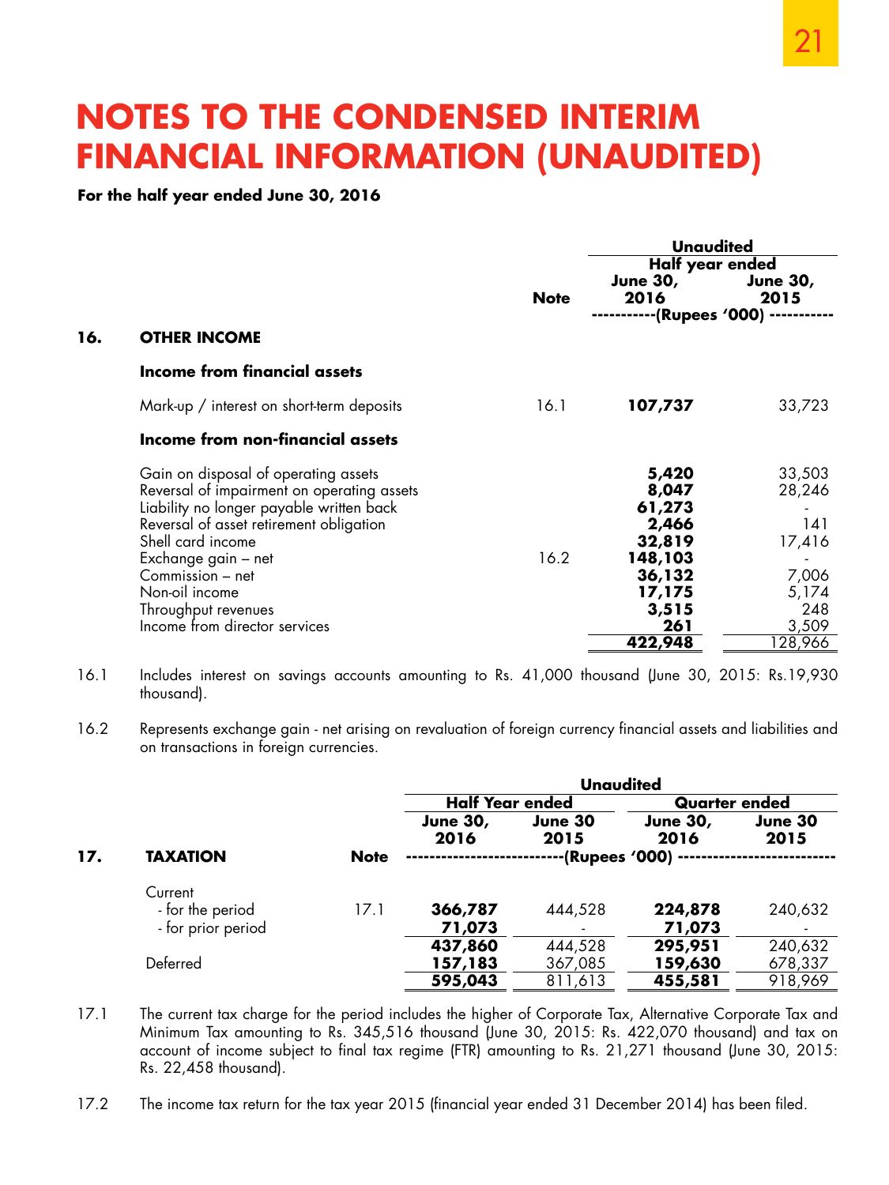# NOTES TO THE CONDENSED INTERIM FINANCIAL INFORMATION (UNAUDITED)

**For the half year ended June 30, 2016**

| | | Note | Unaudited Half year ended June 30, 2016 | June 30, 2015 |
|---|---|---|---|---|
| | | | (Rupees '000) | |
| **16.** | **OTHER INCOME** | | | |
| | **Income from financial assets** | | | |
| | Mark-up / interest on short-term deposits | 16.1 | **107,737** | 33,723 |
| | **Income from non-financial assets** | | | |
| | Gain on disposal of operating assets | | **5,420** | 33,503 |
| | Reversal of impairment on operating assets | | **8,047** | 28,246 |
| | Liability no longer payable written back | | **61,273** | - |
| | Reversal of asset retirement obligation | | **2,466** | 141 |
| | Shell card income | | **32,819** | 17,416 |
| | Exchange gain – net | 16.2 | **148,103** | - |
| | Commission – net | | **36,132** | 7,006 |
| | Non-oil income | | **17,175** | 5,174 |
| | Throughput revenues | | **3,515** | 248 |
| | Income from director services | | **261** | 3,509 |
| | | | **422,948** | 128,966 |

16.1 Includes interest on savings accounts amounting to Rs. 41,000 thousand (June 30, 2015: Rs.19,930 thousand).

16.2 Represents exchange gain - net arising on revaluation of foreign currency financial assets and liabilities and on transactions in foreign currencies.

| | | Note | Unaudited Half Year ended June 30, 2016 | June 30 2015 | Quarter ended June 30, 2016 | June 30 2015 |
|---|---|---|---|---|---|---|
| **17.** | **TAXATION** | | (Rupees '000) | | | |
| | Current | | | | | |
| | - for the period | 17.1 | **366,787** | 444,528 | **224,878** | 240,632 |
| | - for prior period | | **71,073** | - | **71,073** | - |
| | | | **437,860** | 444,528 | **295,951** | 240,632 |
| | Deferred | | **157,183** | 367,085 | **159,630** | 678,337 |
| | | | **595,043** | 811,613 | **455,581** | 918,969 |

17.1 The current tax charge for the period includes the higher of Corporate Tax, Alternative Corporate Tax and Minimum Tax amounting to Rs. 345,516 thousand (June 30, 2015: Rs. 422,070 thousand) and tax on account of income subject to final tax regime (FTR) amounting to Rs. 21,271 thousand (June 30, 2015: Rs. 22,458 thousand).

17.2 The income tax return for the tax year 2015 (financial year ended 31 December 2014) has been filed.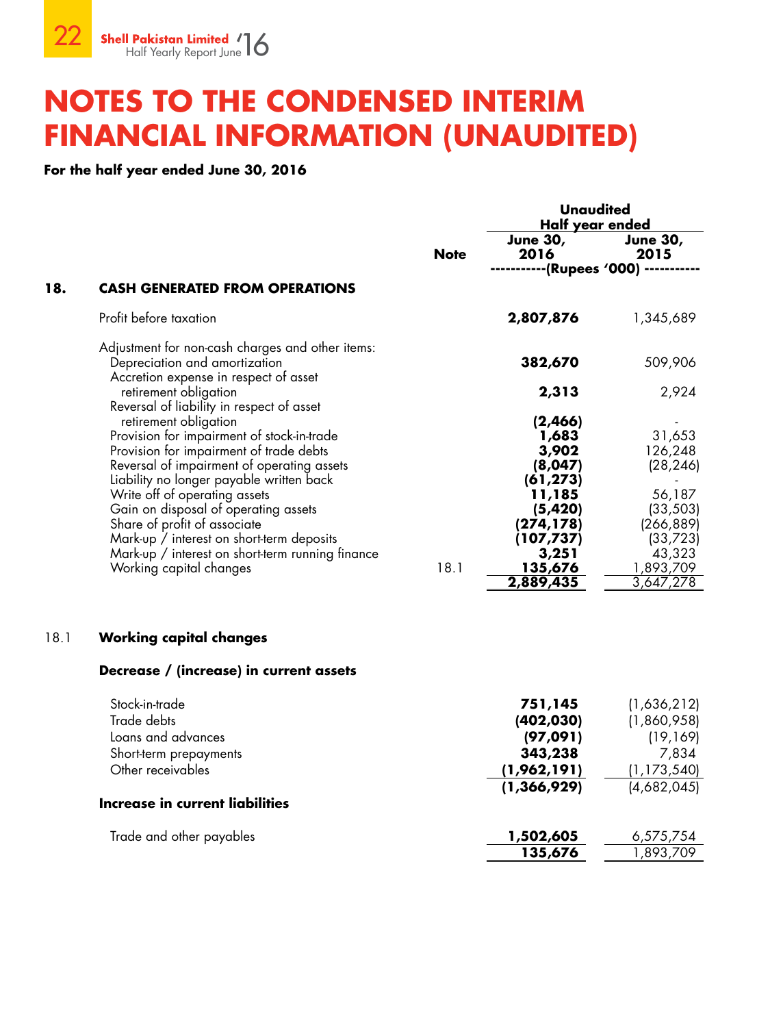# NOTES TO THE CONDENSED INTERIM FINANCIAL INFORMATION (UNAUDITED)

**For the half year ended June 30, 2016**

| | | Note | Unaudited Half year ended June 30, 2016 | Unaudited Half year ended June 30, 2015 |
|---|---|---|---|---|
| | | | ----------(Rupees '000) ---------- | |
| **18.** | **CASH GENERATED FROM OPERATIONS** | | | |
| | Profit before taxation | | **2,807,876** | 1,345,689 |
| | Adjustment for non-cash charges and other items: | | | |
| | Depreciation and amortization | | **382,670** | 509,906 |
| | Accretion expense in respect of asset retirement obligation | | **2,313** | 2,924 |
| | Reversal of liability in respect of asset retirement obligation | | **(2,466)** | - |
| | Provision for impairment of stock-in-trade | | **1,683** | 31,653 |
| | Provision for impairment of trade debts | | **3,902** | 126,248 |
| | Reversal of impairment of operating assets | | **(8,047)** | (28,246) |
| | Liability no longer payable written back | | **(61,273)** | - |
| | Write off of operating assets | | **11,185** | 56,187 |
| | Gain on disposal of operating assets | | **(5,420)** | (33,503) |
| | Share of profit of associate | | **(274,178)** | (266,889) |
| | Mark-up / interest on short-term deposits | | **(107,737)** | (33,723) |
| | Mark-up / interest on short-term running finance | | **3,251** | 43,323 |
| | Working capital changes | 18.1 | **135,676** | 1,893,709 |
| | | | **2,889,435** | 3,647,278 |

| | | 2016 | 2015 |
|---|---|---|---|
| 18.1 | **Working capital changes** | | |
| | **Decrease / (increase) in current assets** | | |
| | Stock-in-trade | **751,145** | (1,636,212) |
| | Trade debts | **(402,030)** | (1,860,958) |
| | Loans and advances | **(97,091)** | (19,169) |
| | Short-term prepayments | **343,238** | 7,834 |
| | Other receivables | **(1,962,191)** | (1,173,540) |
| | | **(1,366,929)** | (4,682,045) |
| | **Increase in current liabilities** | | |
| | Trade and other payables | **1,502,605** | 6,575,754 |
| | | **135,676** | 1,893,709 |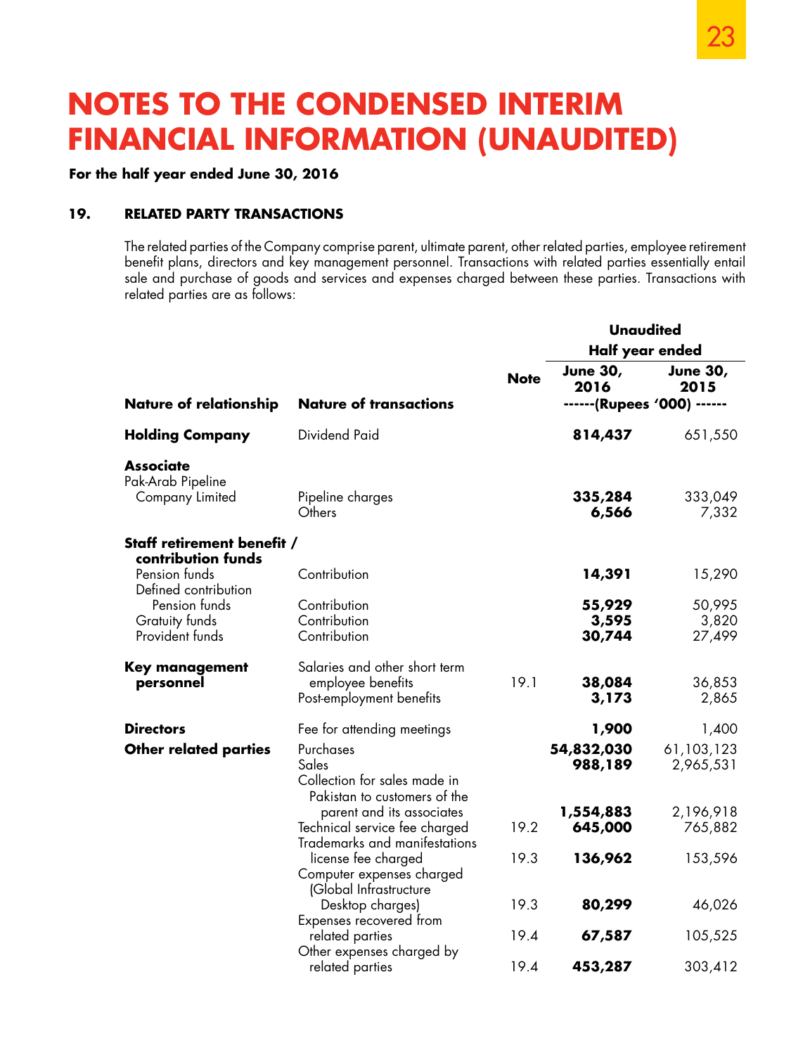# NOTES TO THE CONDENSED INTERIM FINANCIAL INFORMATION (UNAUDITED)

**For the half year ended June 30, 2016**

## 19. RELATED PARTY TRANSACTIONS

The related parties of the Company comprise parent, ultimate parent, other related parties, employee retirement benefit plans, directors and key management personnel. Transactions with related parties essentially entail sale and purchase of goods and services and expenses charged between these parties. Transactions with related parties are as follows:

| | | | Unaudited | |
|---|---|---|---|---|
| | | | Half year ended | |
| | | Note | June 30, 2016 | June 30, 2015 |
| **Nature of relationship** | **Nature of transactions** | | ------(Rupees '000) ------ | |
| **Holding Company** | Dividend Paid | | **814,437** | 651,550 |
| **Associate** | | | | |
| Pak-Arab Pipeline Company Limited | Pipeline charges | | **335,284** | 333,049 |
| | Others | | **6,566** | 7,332 |
| **Staff retirement benefit / contribution funds** | | | | |
| Pension funds | Contribution | | **14,391** | 15,290 |
| Defined contribution Pension funds | Contribution | | **55,929** | 50,995 |
| Gratuity funds | Contribution | | **3,595** | 3,820 |
| Provident funds | Contribution | | **30,744** | 27,499 |
| **Key management personnel** | Salaries and other short term employee benefits | 19.1 | **38,084** | 36,853 |
| | Post-employment benefits | | **3,173** | 2,865 |
| **Directors** | Fee for attending meetings | | **1,900** | 1,400 |
| **Other related parties** | Purchases | | **54,832,030** | 61,103,123 |
| | Sales | | **988,189** | 2,965,531 |
| | Collection for sales made in Pakistan to customers of the parent and its associates | | **1,554,883** | 2,196,918 |
| | Technical service fee charged | 19.2 | **645,000** | 765,882 |
| | Trademarks and manifestations license fee charged | 19.3 | **136,962** | 153,596 |
| | Computer expenses charged (Global Infrastructure Desktop charges) | 19.3 | **80,299** | 46,026 |
| | Expenses recovered from related parties | 19.4 | **67,587** | 105,525 |
| | Other expenses charged by related parties | 19.4 | **453,287** | 303,412 |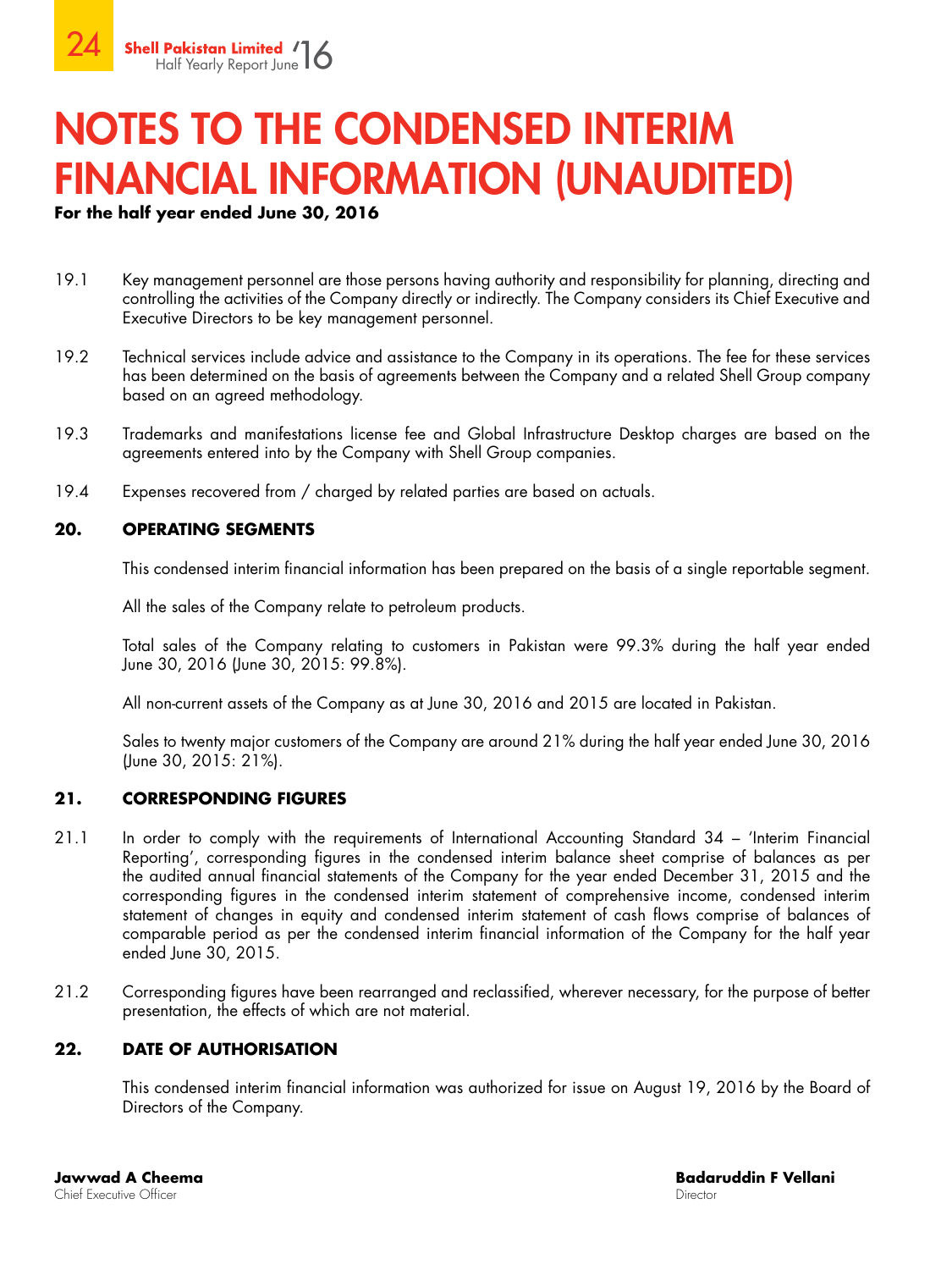# NOTES TO THE CONDENSED INTERIM FINANCIAL INFORMATION (UNAUDITED)

**For the half year ended June 30, 2016**

19.1 Key management personnel are those persons having authority and responsibility for planning, directing and controlling the activities of the Company directly or indirectly. The Company considers its Chief Executive and Executive Directors to be key management personnel.

19.2 Technical services include advice and assistance to the Company in its operations. The fee for these services has been determined on the basis of agreements between the Company and a related Shell Group company based on an agreed methodology.

19.3 Trademarks and manifestations license fee and Global Infrastructure Desktop charges are based on the agreements entered into by the Company with Shell Group companies.

19.4 Expenses recovered from / charged by related parties are based on actuals.

**20. OPERATING SEGMENTS**

This condensed interim financial information has been prepared on the basis of a single reportable segment.

All the sales of the Company relate to petroleum products.

Total sales of the Company relating to customers in Pakistan were 99.3% during the half year ended June 30, 2016 (June 30, 2015: 99.8%).

All non-current assets of the Company as at June 30, 2016 and 2015 are located in Pakistan.

Sales to twenty major customers of the Company are around 21% during the half year ended June 30, 2016 (June 30, 2015: 21%).

**21. CORRESPONDING FIGURES**

21.1 In order to comply with the requirements of International Accounting Standard 34 – 'Interim Financial Reporting', corresponding figures in the condensed interim balance sheet comprise of balances as per the audited annual financial statements of the Company for the year ended December 31, 2015 and the corresponding figures in the condensed interim statement of comprehensive income, condensed interim statement of changes in equity and condensed interim statement of cash flows comprise of balances of comparable period as per the condensed interim financial information of the Company for the half year ended June 30, 2015.

21.2 Corresponding figures have been rearranged and reclassified, wherever necessary, for the purpose of better presentation, the effects of which are not material.

**22. DATE OF AUTHORISATION**

This condensed interim financial information was authorized for issue on August 19, 2016 by the Board of Directors of the Company.

**Jawwad A Cheema**
Chief Executive Officer

**Badaruddin F Vellani**
Director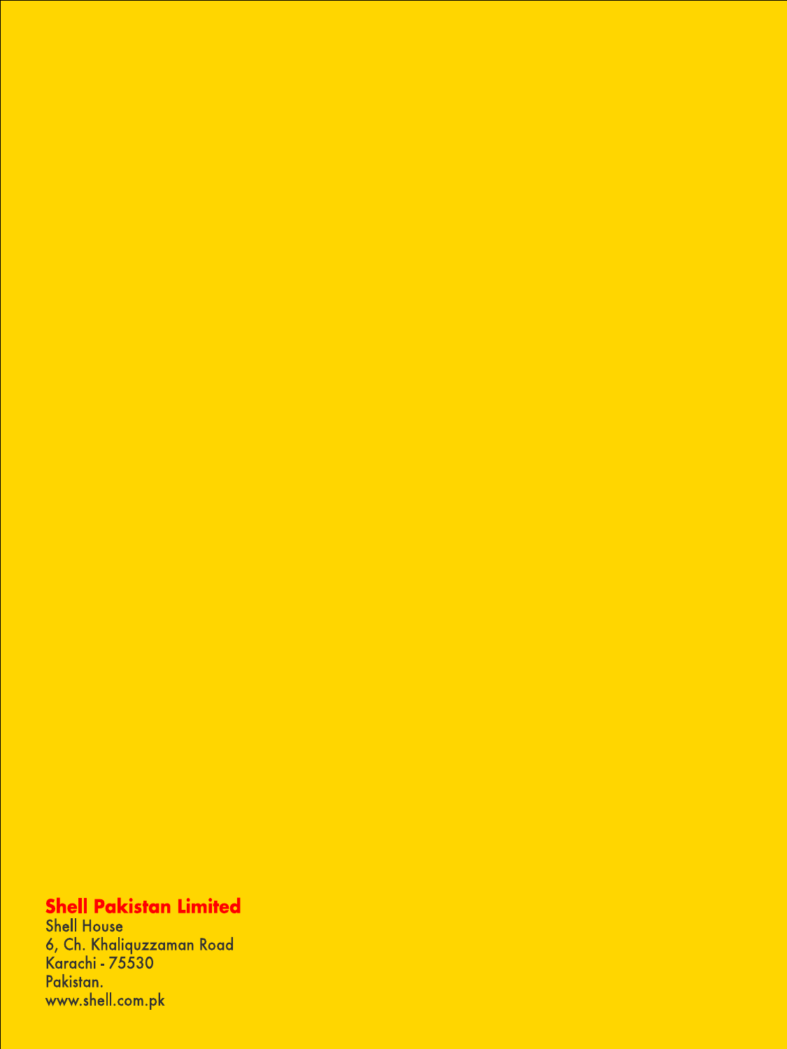**Shell Pakistan Limited**

Shell House
6, Ch. Khaliquzzaman Road
Karachi - 75530
Pakistan.
www.shell.com.pk